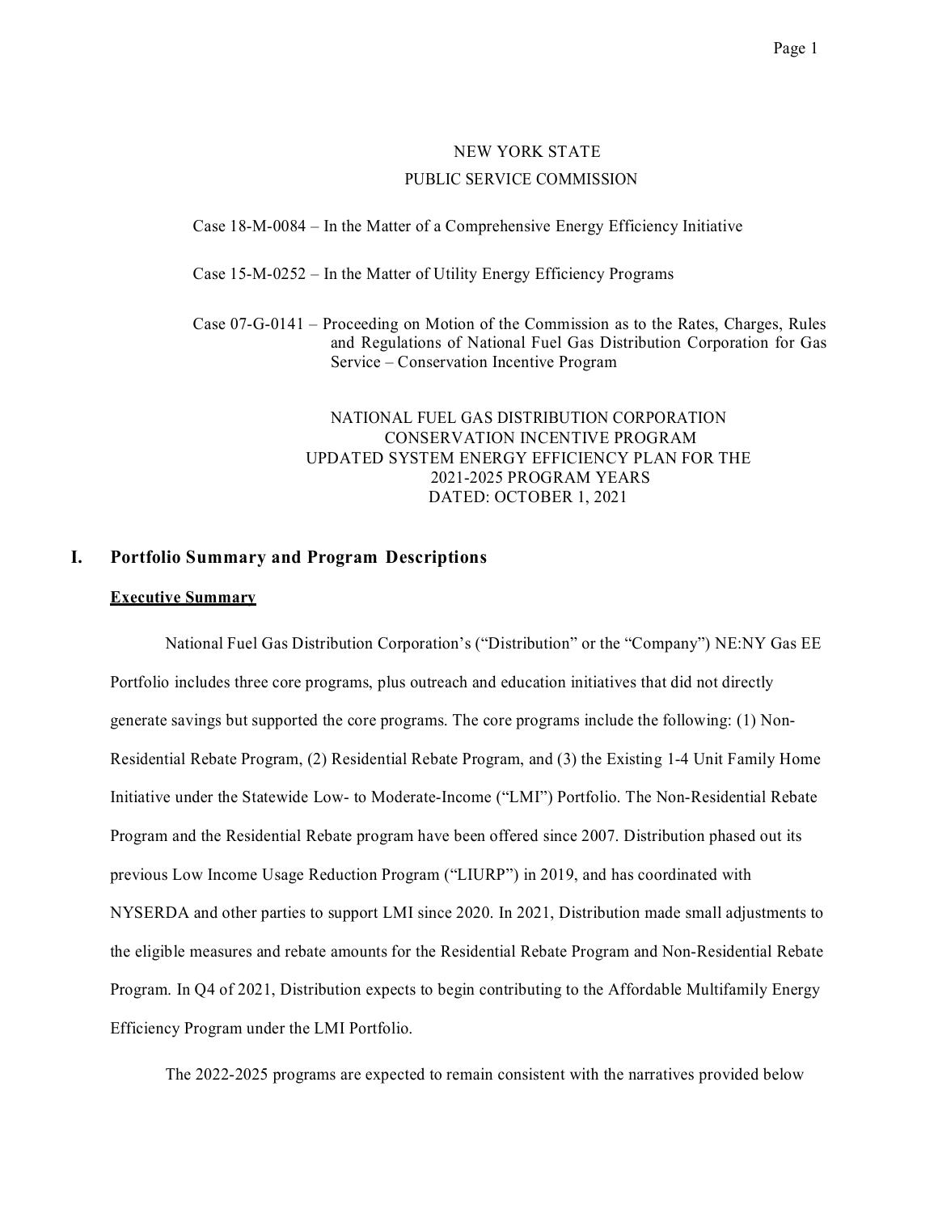NEW YORK STATE

PUBLIC SERVICE COMMISSION

Case 18-M-0084 – In the Matter of a Comprehensive Energy Efficiency Initiative

Case 15-M-0252 – In the Matter of Utility Energy Efficiency Programs

Case 07-G-0141 – Proceeding on Motion of the Commission as to the Rates, Charges, Rules and Regulations of National Fuel Gas Distribution Corporation for Gas Service – Conservation Incentive Program

NATIONAL FUEL GAS DISTRIBUTION CORPORATION
CONSERVATION INCENTIVE PROGRAM
UPDATED SYSTEM ENERGY EFFICIENCY PLAN FOR THE
2021-2025 PROGRAM YEARS
DATED: OCTOBER 1, 2021

# I. Portfolio Summary and Program Descriptions

## Executive Summary

National Fuel Gas Distribution Corporation's ("Distribution" or the "Company") NE:NY Gas EE Portfolio includes three core programs, plus outreach and education initiatives that did not directly generate savings but supported the core programs. The core programs include the following: (1) Non-Residential Rebate Program, (2) Residential Rebate Program, and (3) the Existing 1-4 Unit Family Home Initiative under the Statewide Low- to Moderate-Income ("LMI") Portfolio. The Non-Residential Rebate Program and the Residential Rebate program have been offered since 2007. Distribution phased out its previous Low Income Usage Reduction Program ("LIURP") in 2019, and has coordinated with NYSERDA and other parties to support LMI since 2020. In 2021, Distribution made small adjustments to the eligible measures and rebate amounts for the Residential Rebate Program and Non-Residential Rebate Program. In Q4 of 2021, Distribution expects to begin contributing to the Affordable Multifamily Energy Efficiency Program under the LMI Portfolio.

The 2022-2025 programs are expected to remain consistent with the narratives provided below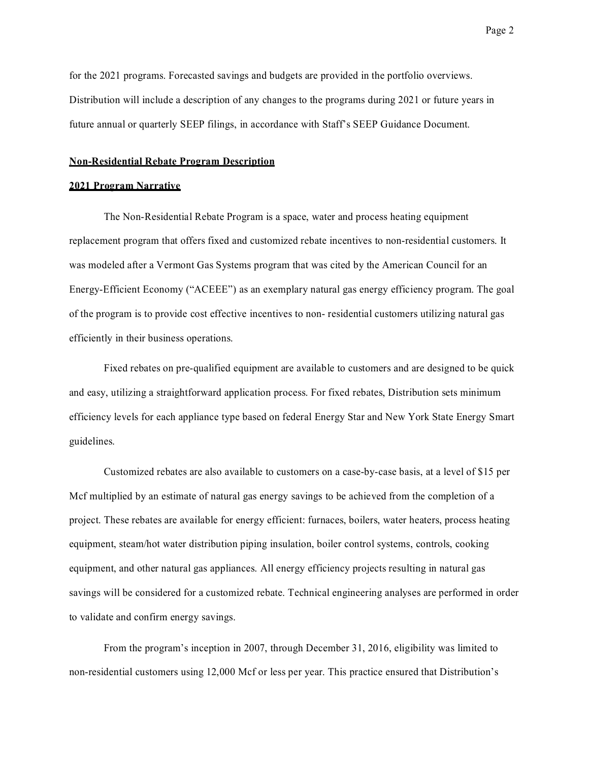for the 2021 programs. Forecasted savings and budgets are provided in the portfolio overviews. Distribution will include a description of any changes to the programs during 2021 or future years in future annual or quarterly SEEP filings, in accordance with Staff's SEEP Guidance Document.

**Non-Residential Rebate Program Description**

**2021 Program Narrative**

The Non-Residential Rebate Program is a space, water and process heating equipment replacement program that offers fixed and customized rebate incentives to non-residential customers. It was modeled after a Vermont Gas Systems program that was cited by the American Council for an Energy-Efficient Economy ("ACEEE") as an exemplary natural gas energy efficiency program. The goal of the program is to provide cost effective incentives to non- residential customers utilizing natural gas efficiently in their business operations.

Fixed rebates on pre-qualified equipment are available to customers and are designed to be quick and easy, utilizing a straightforward application process. For fixed rebates, Distribution sets minimum efficiency levels for each appliance type based on federal Energy Star and New York State Energy Smart guidelines.

Customized rebates are also available to customers on a case-by-case basis, at a level of $15 per Mcf multiplied by an estimate of natural gas energy savings to be achieved from the completion of a project. These rebates are available for energy efficient: furnaces, boilers, water heaters, process heating equipment, steam/hot water distribution piping insulation, boiler control systems, controls, cooking equipment, and other natural gas appliances. All energy efficiency projects resulting in natural gas savings will be considered for a customized rebate. Technical engineering analyses are performed in order to validate and confirm energy savings.

From the program's inception in 2007, through December 31, 2016, eligibility was limited to non-residential customers using 12,000 Mcf or less per year. This practice ensured that Distribution's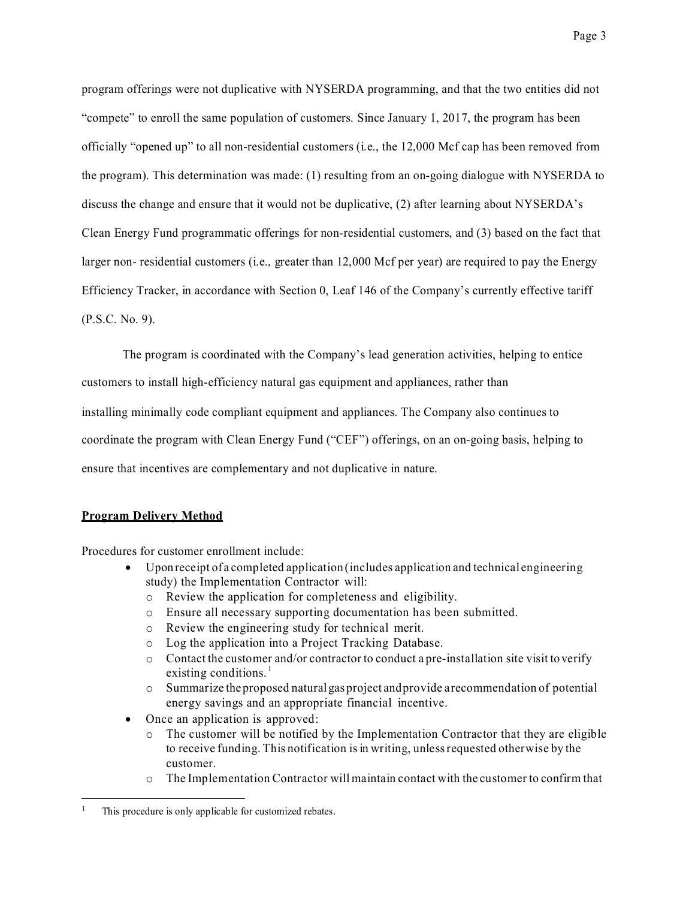program offerings were not duplicative with NYSERDA programming, and that the two entities did not "compete" to enroll the same population of customers. Since January 1, 2017, the program has been officially "opened up" to all non-residential customers (i.e., the 12,000 Mcf cap has been removed from the program). This determination was made: (1) resulting from an on-going dialogue with NYSERDA to discuss the change and ensure that it would not be duplicative, (2) after learning about NYSERDA's Clean Energy Fund programmatic offerings for non-residential customers, and (3) based on the fact that larger non- residential customers (i.e., greater than 12,000 Mcf per year) are required to pay the Energy Efficiency Tracker, in accordance with Section 0, Leaf 146 of the Company's currently effective tariff (P.S.C. No. 9).

The program is coordinated with the Company's lead generation activities, helping to entice customers to install high-efficiency natural gas equipment and appliances, rather than installing minimally code compliant equipment and appliances. The Company also continues to coordinate the program with Clean Energy Fund ("CEF") offerings, on an on-going basis, helping to ensure that incentives are complementary and not duplicative in nature.

**Program Delivery Method**

Procedures for customer enrollment include:

- Upon receipt of a completed application (includes application and technical engineering study) the Implementation Contractor will:
  - Review the application for completeness and eligibility.
  - Ensure all necessary supporting documentation has been submitted.
  - Review the engineering study for technical merit.
  - Log the application into a Project Tracking Database.
  - Contact the customer and/or contractor to conduct a pre-installation site visit to verify existing conditions.[1]
  - Summarize the proposed natural gas project and provide a recommendation of potential energy savings and an appropriate financial incentive.
- Once an application is approved:
  - The customer will be notified by the Implementation Contractor that they are eligible to receive funding. This notification is in writing, unless requested otherwise by the customer.
  - The Implementation Contractor will maintain contact with the customer to confirm that

[1] This procedure is only applicable for customized rebates.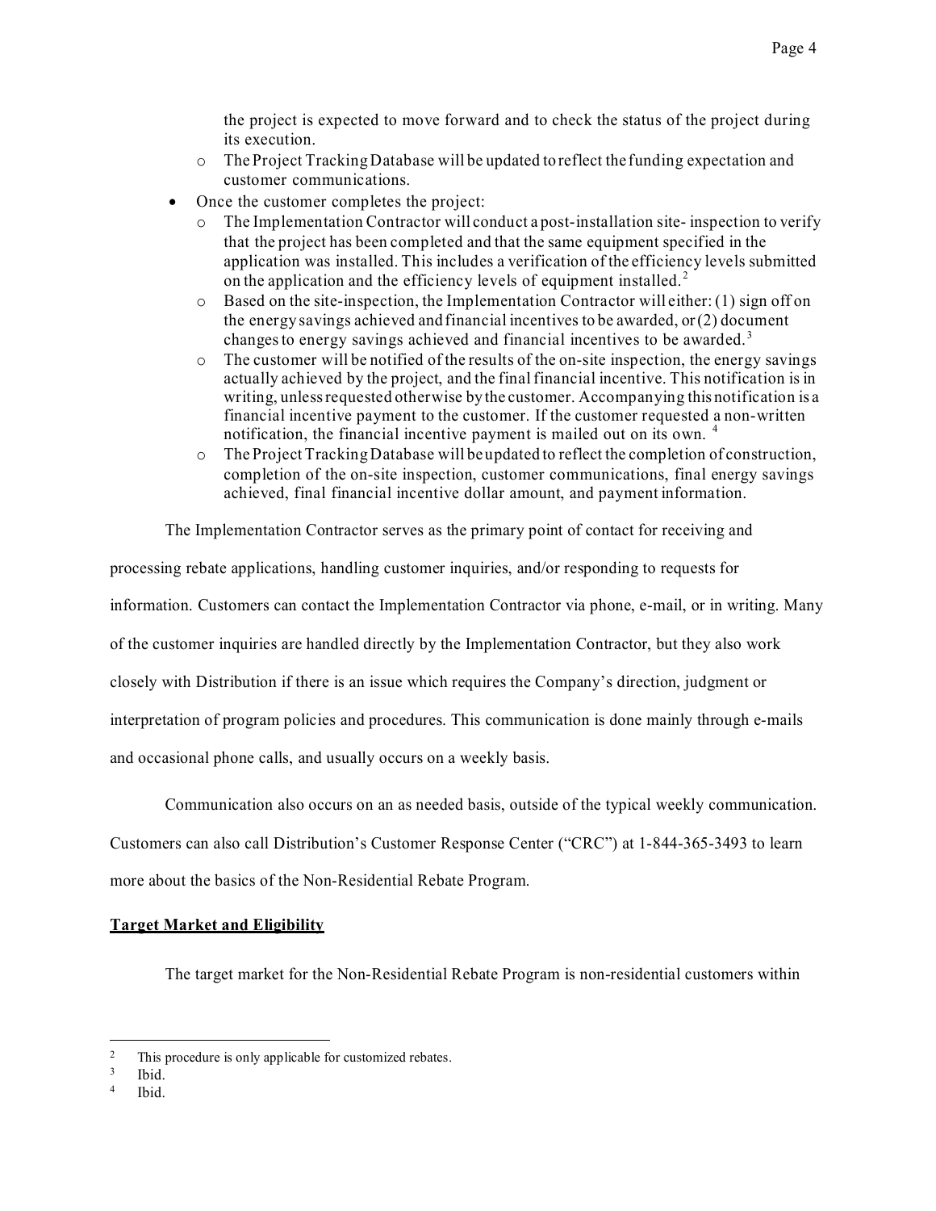the project is expected to move forward and to check the status of the project during its execution.
  - The Project Tracking Database will be updated to reflect the funding expectation and customer communications.
- Once the customer completes the project:
  - The Implementation Contractor will conduct a post-installation site- inspection to verify that the project has been completed and that the same equipment specified in the application was installed. This includes a verification of the efficiency levels submitted on the application and the efficiency levels of equipment installed.[2]
  - Based on the site-inspection, the Implementation Contractor will either: (1) sign off on the energy savings achieved and financial incentives to be awarded, or (2) document changes to energy savings achieved and financial incentives to be awarded.[3]
  - The customer will be notified of the results of the on-site inspection, the energy savings actually achieved by the project, and the final financial incentive. This notification is in writing, unless requested otherwise by the customer. Accompanying this notification is a financial incentive payment to the customer. If the customer requested a non-written notification, the financial incentive payment is mailed out on its own.[4]
  - The Project Tracking Database will be updated to reflect the completion of construction, completion of the on-site inspection, customer communications, final energy savings achieved, final financial incentive dollar amount, and payment information.

The Implementation Contractor serves as the primary point of contact for receiving and processing rebate applications, handling customer inquiries, and/or responding to requests for information. Customers can contact the Implementation Contractor via phone, e-mail, or in writing. Many of the customer inquiries are handled directly by the Implementation Contractor, but they also work closely with Distribution if there is an issue which requires the Company's direction, judgment or interpretation of program policies and procedures. This communication is done mainly through e-mails and occasional phone calls, and usually occurs on a weekly basis.

Communication also occurs on an as needed basis, outside of the typical weekly communication. Customers can also call Distribution's Customer Response Center ("CRC") at 1-844-365-3493 to learn more about the basics of the Non-Residential Rebate Program.

**Target Market and Eligibility**

The target market for the Non-Residential Rebate Program is non-residential customers within

---

[2] This procedure is only applicable for customized rebates.

[3] Ibid.

[4] Ibid.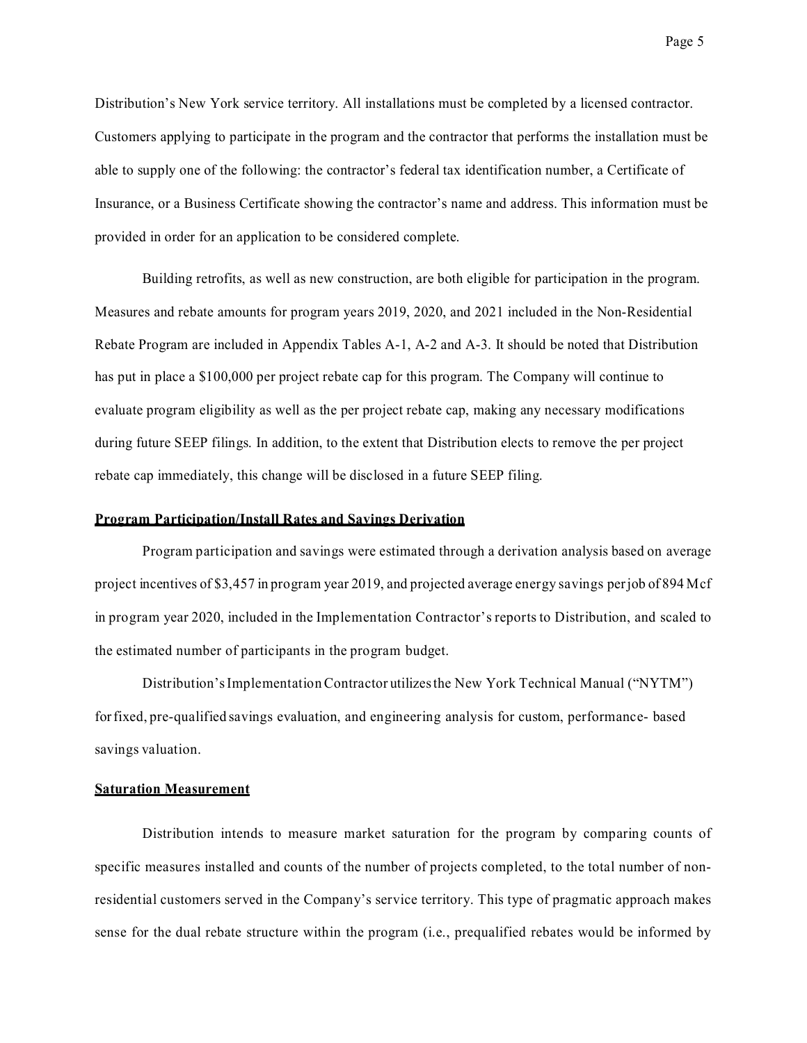Distribution's New York service territory. All installations must be completed by a licensed contractor. Customers applying to participate in the program and the contractor that performs the installation must be able to supply one of the following: the contractor's federal tax identification number, a Certificate of Insurance, or a Business Certificate showing the contractor's name and address. This information must be provided in order for an application to be considered complete.

Building retrofits, as well as new construction, are both eligible for participation in the program. Measures and rebate amounts for program years 2019, 2020, and 2021 included in the Non-Residential Rebate Program are included in Appendix Tables A-1, A-2 and A-3. It should be noted that Distribution has put in place a $100,000 per project rebate cap for this program. The Company will continue to evaluate program eligibility as well as the per project rebate cap, making any necessary modifications during future SEEP filings. In addition, to the extent that Distribution elects to remove the per project rebate cap immediately, this change will be disclosed in a future SEEP filing.

**Program Participation/Install Rates and Savings Derivation**

Program participation and savings were estimated through a derivation analysis based on average project incentives of $3,457 in program year 2019, and projected average energy savings per job of 894 Mcf in program year 2020, included in the Implementation Contractor's reports to Distribution, and scaled to the estimated number of participants in the program budget.

Distribution's Implementation Contractor utilizes the New York Technical Manual ("NYTM") for fixed, pre-qualified savings evaluation, and engineering analysis for custom, performance- based savings valuation.

**Saturation Measurement**

Distribution intends to measure market saturation for the program by comparing counts of specific measures installed and counts of the number of projects completed, to the total number of non-residential customers served in the Company's service territory. This type of pragmatic approach makes sense for the dual rebate structure within the program (i.e., prequalified rebates would be informed by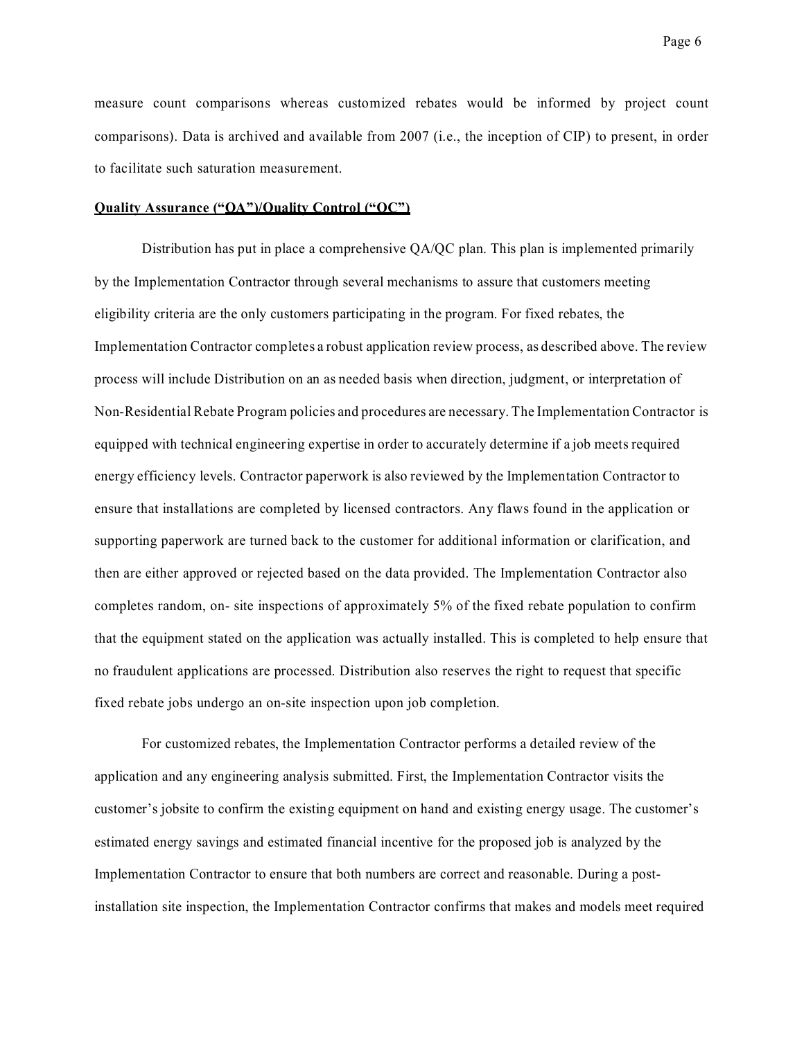measure count comparisons whereas customized rebates would be informed by project count comparisons). Data is archived and available from 2007 (i.e., the inception of CIP) to present, in order to facilitate such saturation measurement.

**Quality Assurance ("QA")/Quality Control ("QC")**

Distribution has put in place a comprehensive QA/QC plan. This plan is implemented primarily by the Implementation Contractor through several mechanisms to assure that customers meeting eligibility criteria are the only customers participating in the program. For fixed rebates, the Implementation Contractor completes a robust application review process, as described above. The review process will include Distribution on an as needed basis when direction, judgment, or interpretation of Non-Residential Rebate Program policies and procedures are necessary. The Implementation Contractor is equipped with technical engineering expertise in order to accurately determine if a job meets required energy efficiency levels. Contractor paperwork is also reviewed by the Implementation Contractor to ensure that installations are completed by licensed contractors. Any flaws found in the application or supporting paperwork are turned back to the customer for additional information or clarification, and then are either approved or rejected based on the data provided. The Implementation Contractor also completes random, on- site inspections of approximately 5% of the fixed rebate population to confirm that the equipment stated on the application was actually installed. This is completed to help ensure that no fraudulent applications are processed. Distribution also reserves the right to request that specific fixed rebate jobs undergo an on-site inspection upon job completion.

For customized rebates, the Implementation Contractor performs a detailed review of the application and any engineering analysis submitted. First, the Implementation Contractor visits the customer's jobsite to confirm the existing equipment on hand and existing energy usage. The customer's estimated energy savings and estimated financial incentive for the proposed job is analyzed by the Implementation Contractor to ensure that both numbers are correct and reasonable. During a post-installation site inspection, the Implementation Contractor confirms that makes and models meet required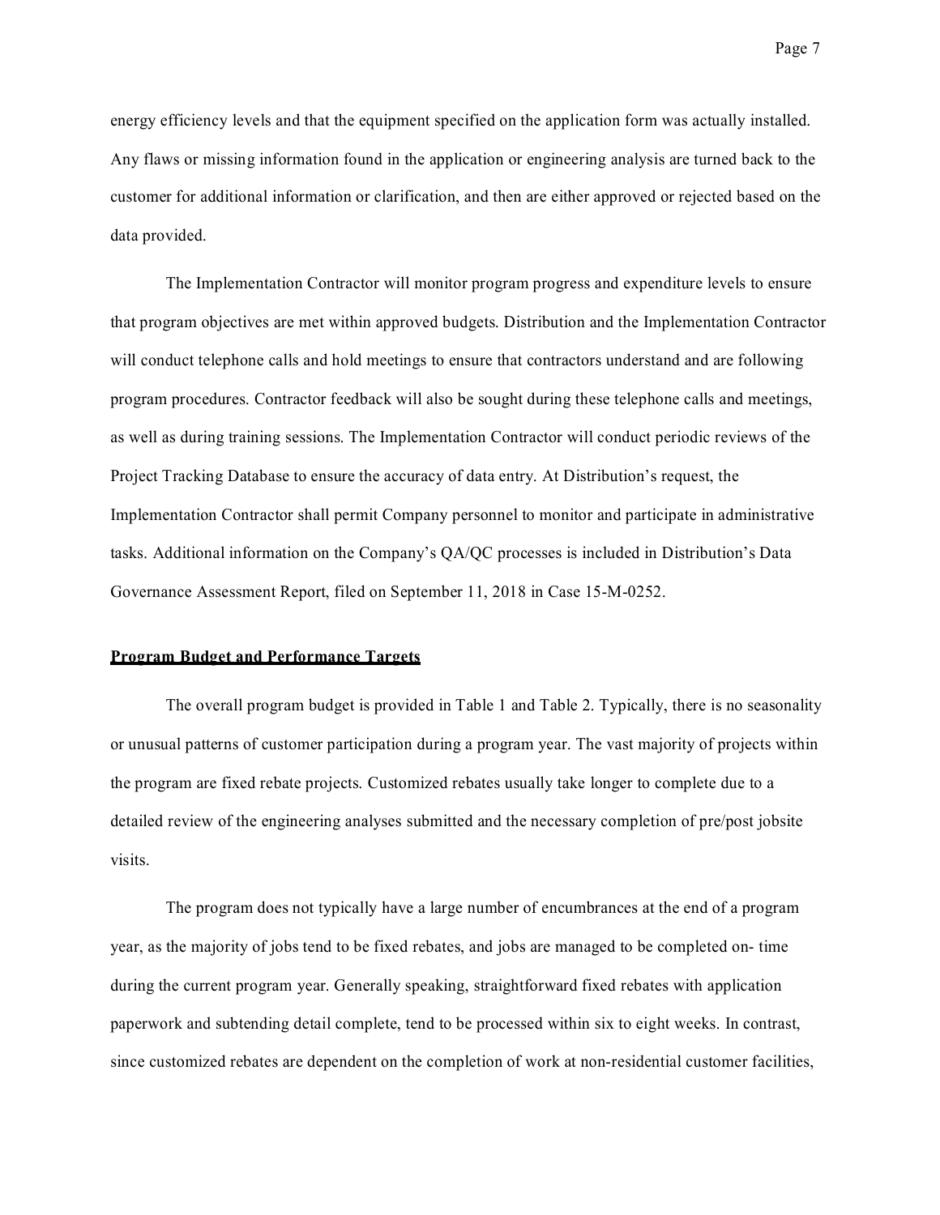energy efficiency levels and that the equipment specified on the application form was actually installed. Any flaws or missing information found in the application or engineering analysis are turned back to the customer for additional information or clarification, and then are either approved or rejected based on the data provided.

The Implementation Contractor will monitor program progress and expenditure levels to ensure that program objectives are met within approved budgets. Distribution and the Implementation Contractor will conduct telephone calls and hold meetings to ensure that contractors understand and are following program procedures. Contractor feedback will also be sought during these telephone calls and meetings, as well as during training sessions. The Implementation Contractor will conduct periodic reviews of the Project Tracking Database to ensure the accuracy of data entry. At Distribution's request, the Implementation Contractor shall permit Company personnel to monitor and participate in administrative tasks. Additional information on the Company's QA/QC processes is included in Distribution's Data Governance Assessment Report, filed on September 11, 2018 in Case 15-M-0252.

## Program Budget and Performance Targets

The overall program budget is provided in Table 1 and Table 2. Typically, there is no seasonality or unusual patterns of customer participation during a program year. The vast majority of projects within the program are fixed rebate projects. Customized rebates usually take longer to complete due to a detailed review of the engineering analyses submitted and the necessary completion of pre/post jobsite visits.

The program does not typically have a large number of encumbrances at the end of a program year, as the majority of jobs tend to be fixed rebates, and jobs are managed to be completed on- time during the current program year. Generally speaking, straightforward fixed rebates with application paperwork and subtending detail complete, tend to be processed within six to eight weeks. In contrast, since customized rebates are dependent on the completion of work at non-residential customer facilities,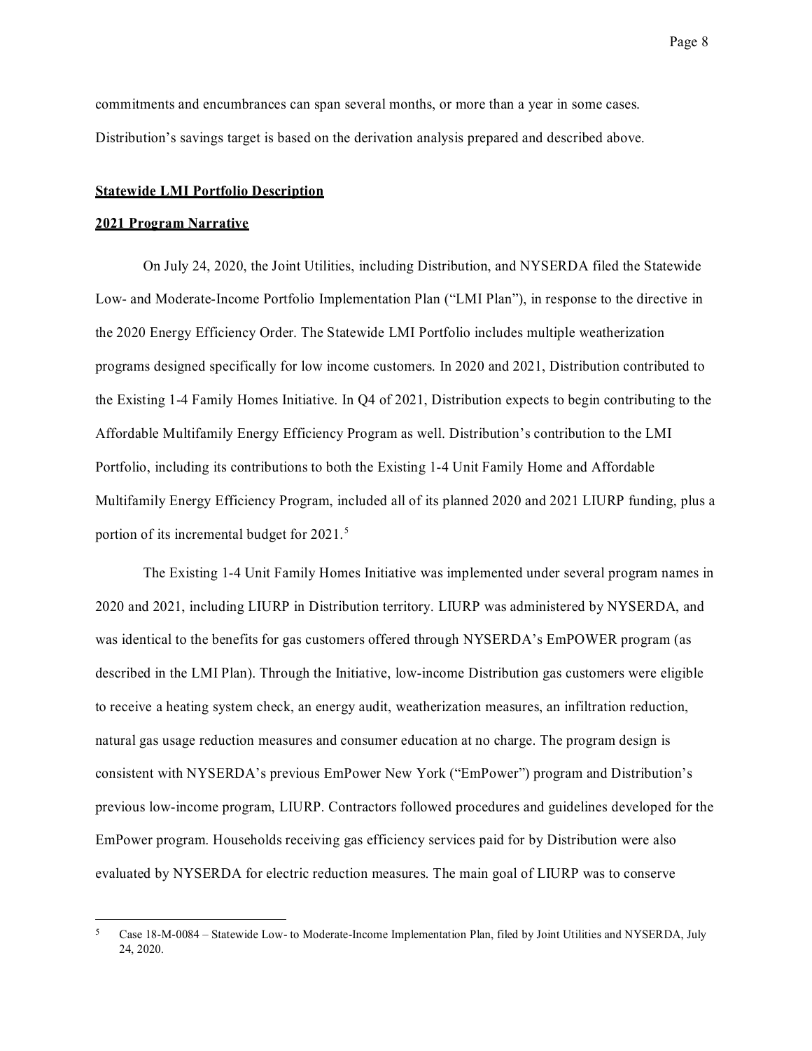commitments and encumbrances can span several months, or more than a year in some cases. Distribution's savings target is based on the derivation analysis prepared and described above.

**Statewide LMI Portfolio Description**

**2021 Program Narrative**

On July 24, 2020, the Joint Utilities, including Distribution, and NYSERDA filed the Statewide Low- and Moderate-Income Portfolio Implementation Plan ("LMI Plan"), in response to the directive in the 2020 Energy Efficiency Order. The Statewide LMI Portfolio includes multiple weatherization programs designed specifically for low income customers. In 2020 and 2021, Distribution contributed to the Existing 1-4 Family Homes Initiative. In Q4 of 2021, Distribution expects to begin contributing to the Affordable Multifamily Energy Efficiency Program as well. Distribution's contribution to the LMI Portfolio, including its contributions to both the Existing 1-4 Unit Family Home and Affordable Multifamily Energy Efficiency Program, included all of its planned 2020 and 2021 LIURP funding, plus a portion of its incremental budget for 2021.[5]

The Existing 1-4 Unit Family Homes Initiative was implemented under several program names in 2020 and 2021, including LIURP in Distribution territory. LIURP was administered by NYSERDA, and was identical to the benefits for gas customers offered through NYSERDA's EmPOWER program (as described in the LMI Plan). Through the Initiative, low-income Distribution gas customers were eligible to receive a heating system check, an energy audit, weatherization measures, an infiltration reduction, natural gas usage reduction measures and consumer education at no charge. The program design is consistent with NYSERDA's previous EmPower New York ("EmPower") program and Distribution's previous low-income program, LIURP. Contractors followed procedures and guidelines developed for the EmPower program. Households receiving gas efficiency services paid for by Distribution were also evaluated by NYSERDA for electric reduction measures. The main goal of LIURP was to conserve

---

[5] Case 18-M-0084 – Statewide Low- to Moderate-Income Implementation Plan, filed by Joint Utilities and NYSERDA, July 24, 2020.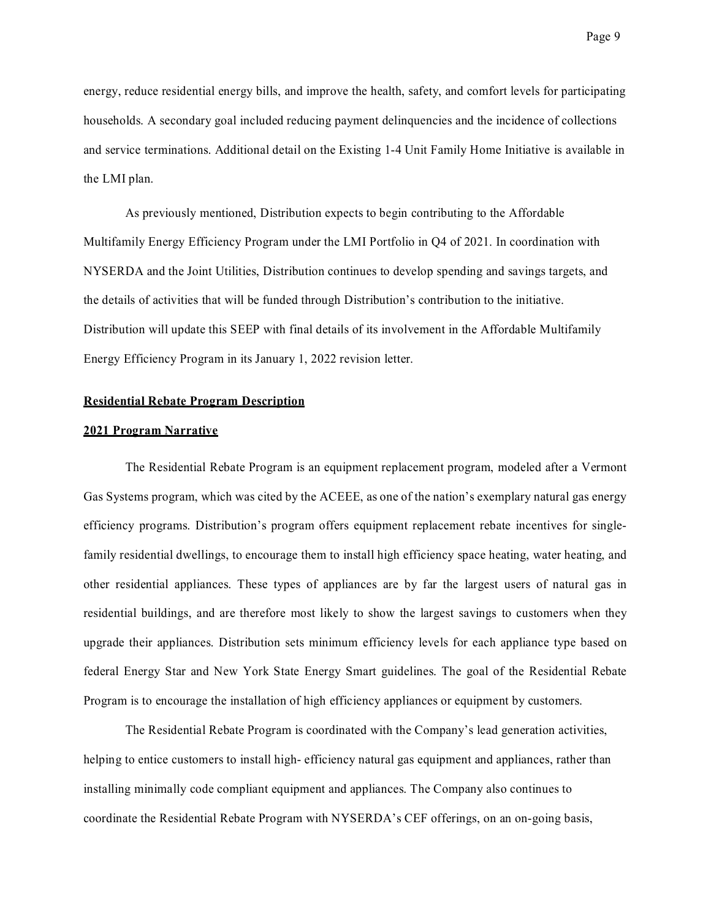energy, reduce residential energy bills, and improve the health, safety, and comfort levels for participating households. A secondary goal included reducing payment delinquencies and the incidence of collections and service terminations. Additional detail on the Existing 1-4 Unit Family Home Initiative is available in the LMI plan.

As previously mentioned, Distribution expects to begin contributing to the Affordable Multifamily Energy Efficiency Program under the LMI Portfolio in Q4 of 2021. In coordination with NYSERDA and the Joint Utilities, Distribution continues to develop spending and savings targets, and the details of activities that will be funded through Distribution's contribution to the initiative. Distribution will update this SEEP with final details of its involvement in the Affordable Multifamily Energy Efficiency Program in its January 1, 2022 revision letter.

**Residential Rebate Program Description**

**2021 Program Narrative**

The Residential Rebate Program is an equipment replacement program, modeled after a Vermont Gas Systems program, which was cited by the ACEEE, as one of the nation's exemplary natural gas energy efficiency programs. Distribution's program offers equipment replacement rebate incentives for single-family residential dwellings, to encourage them to install high efficiency space heating, water heating, and other residential appliances. These types of appliances are by far the largest users of natural gas in residential buildings, and are therefore most likely to show the largest savings to customers when they upgrade their appliances. Distribution sets minimum efficiency levels for each appliance type based on federal Energy Star and New York State Energy Smart guidelines. The goal of the Residential Rebate Program is to encourage the installation of high efficiency appliances or equipment by customers.

The Residential Rebate Program is coordinated with the Company's lead generation activities, helping to entice customers to install high- efficiency natural gas equipment and appliances, rather than installing minimally code compliant equipment and appliances. The Company also continues to coordinate the Residential Rebate Program with NYSERDA's CEF offerings, on an on-going basis,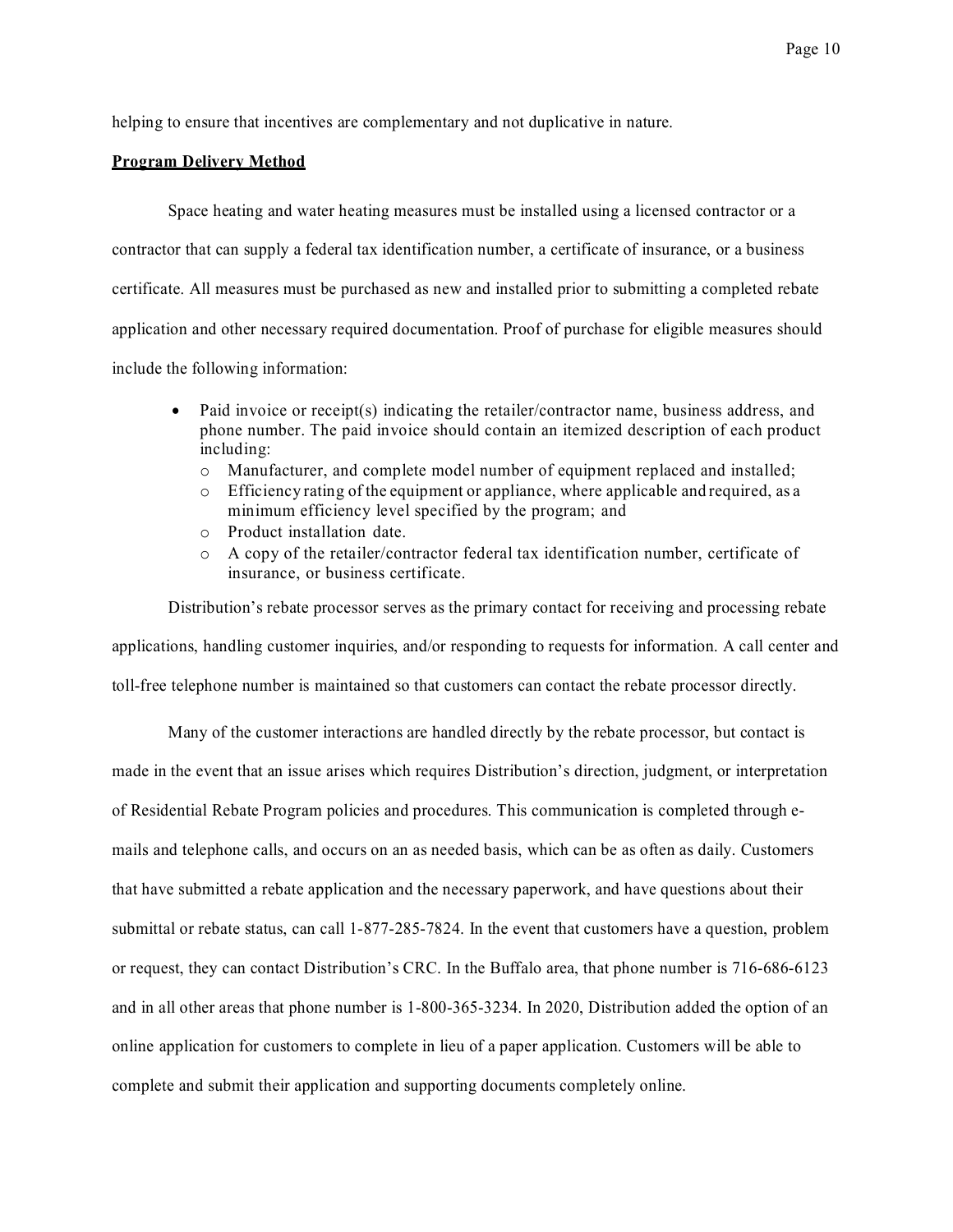helping to ensure that incentives are complementary and not duplicative in nature.

**Program Delivery Method**

Space heating and water heating measures must be installed using a licensed contractor or a contractor that can supply a federal tax identification number, a certificate of insurance, or a business certificate. All measures must be purchased as new and installed prior to submitting a completed rebate application and other necessary required documentation. Proof of purchase for eligible measures should include the following information:

- Paid invoice or receipt(s) indicating the retailer/contractor name, business address, and phone number. The paid invoice should contain an itemized description of each product including:
  - Manufacturer, and complete model number of equipment replaced and installed;
  - Efficiency rating of the equipment or appliance, where applicable and required, as a minimum efficiency level specified by the program; and
  - Product installation date.
  - A copy of the retailer/contractor federal tax identification number, certificate of insurance, or business certificate.

Distribution's rebate processor serves as the primary contact for receiving and processing rebate applications, handling customer inquiries, and/or responding to requests for information. A call center and toll-free telephone number is maintained so that customers can contact the rebate processor directly.

Many of the customer interactions are handled directly by the rebate processor, but contact is made in the event that an issue arises which requires Distribution's direction, judgment, or interpretation of Residential Rebate Program policies and procedures. This communication is completed through e-mails and telephone calls, and occurs on an as needed basis, which can be as often as daily. Customers that have submitted a rebate application and the necessary paperwork, and have questions about their submittal or rebate status, can call 1-877-285-7824. In the event that customers have a question, problem or request, they can contact Distribution's CRC. In the Buffalo area, that phone number is 716-686-6123 and in all other areas that phone number is 1-800-365-3234. In 2020, Distribution added the option of an online application for customers to complete in lieu of a paper application. Customers will be able to complete and submit their application and supporting documents completely online.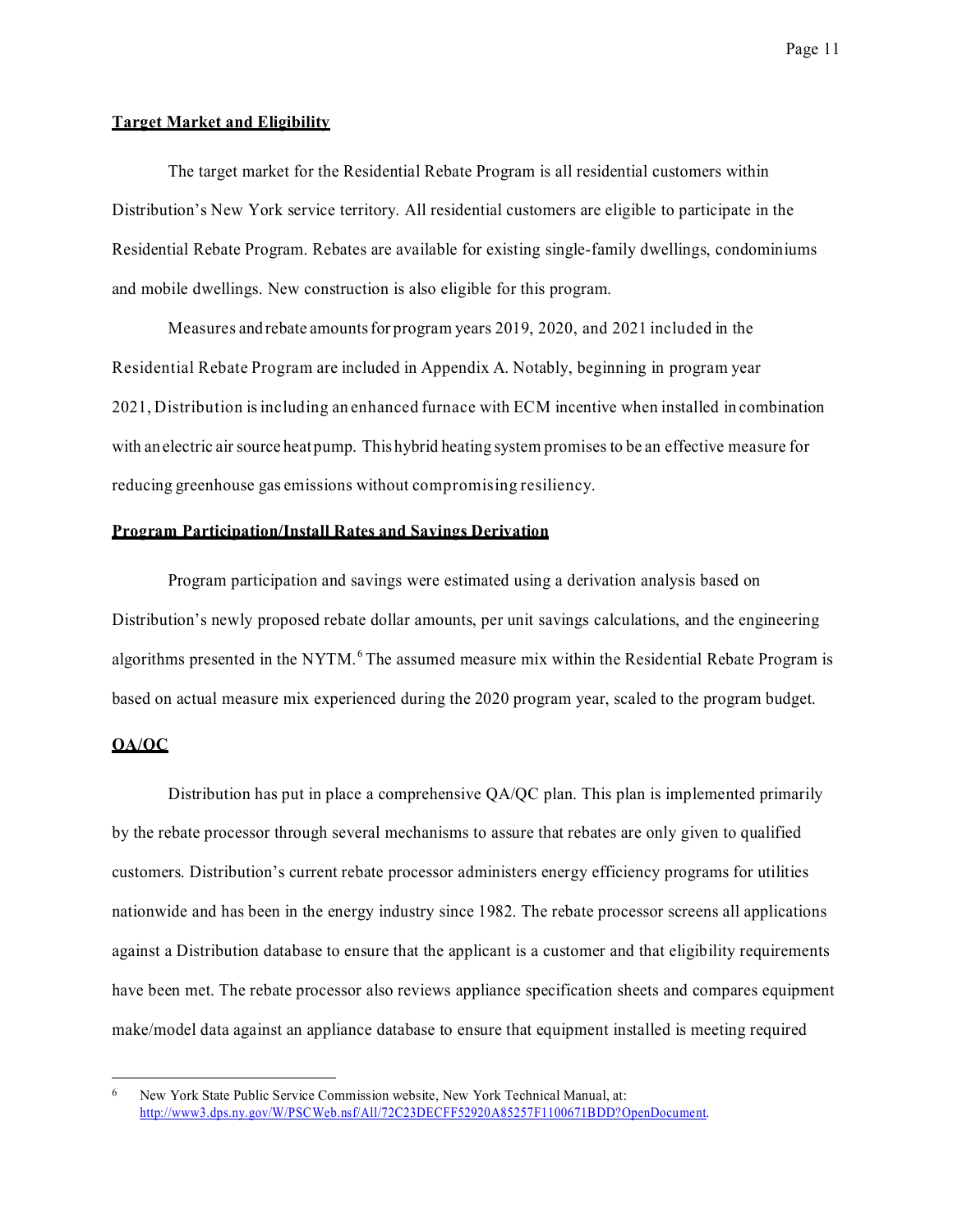**Target Market and Eligibility**

The target market for the Residential Rebate Program is all residential customers within Distribution's New York service territory. All residential customers are eligible to participate in the Residential Rebate Program. Rebates are available for existing single-family dwellings, condominiums and mobile dwellings. New construction is also eligible for this program.

Measures and rebate amounts for program years 2019, 2020, and 2021 included in the Residential Rebate Program are included in Appendix A. Notably, beginning in program year 2021, Distribution is including an enhanced furnace with ECM incentive when installed in combination with an electric air source heat pump. This hybrid heating system promises to be an effective measure for reducing greenhouse gas emissions without compromising resiliency.

**Program Participation/Install Rates and Savings Derivation**

Program participation and savings were estimated using a derivation analysis based on Distribution's newly proposed rebate dollar amounts, per unit savings calculations, and the engineering algorithms presented in the NYTM.[6] The assumed measure mix within the Residential Rebate Program is based on actual measure mix experienced during the 2020 program year, scaled to the program budget.

**QA/QC**

Distribution has put in place a comprehensive QA/QC plan. This plan is implemented primarily by the rebate processor through several mechanisms to assure that rebates are only given to qualified customers. Distribution's current rebate processor administers energy efficiency programs for utilities nationwide and has been in the energy industry since 1982. The rebate processor screens all applications against a Distribution database to ensure that the applicant is a customer and that eligibility requirements have been met. The rebate processor also reviews appliance specification sheets and compares equipment make/model data against an appliance database to ensure that equipment installed is meeting required

---

[6] New York State Public Service Commission website, New York Technical Manual, at: http://www3.dps.ny.gov/W/PSCWeb.nsf/All/72C23DECFF52920A85257F1100671BDD?OpenDocument.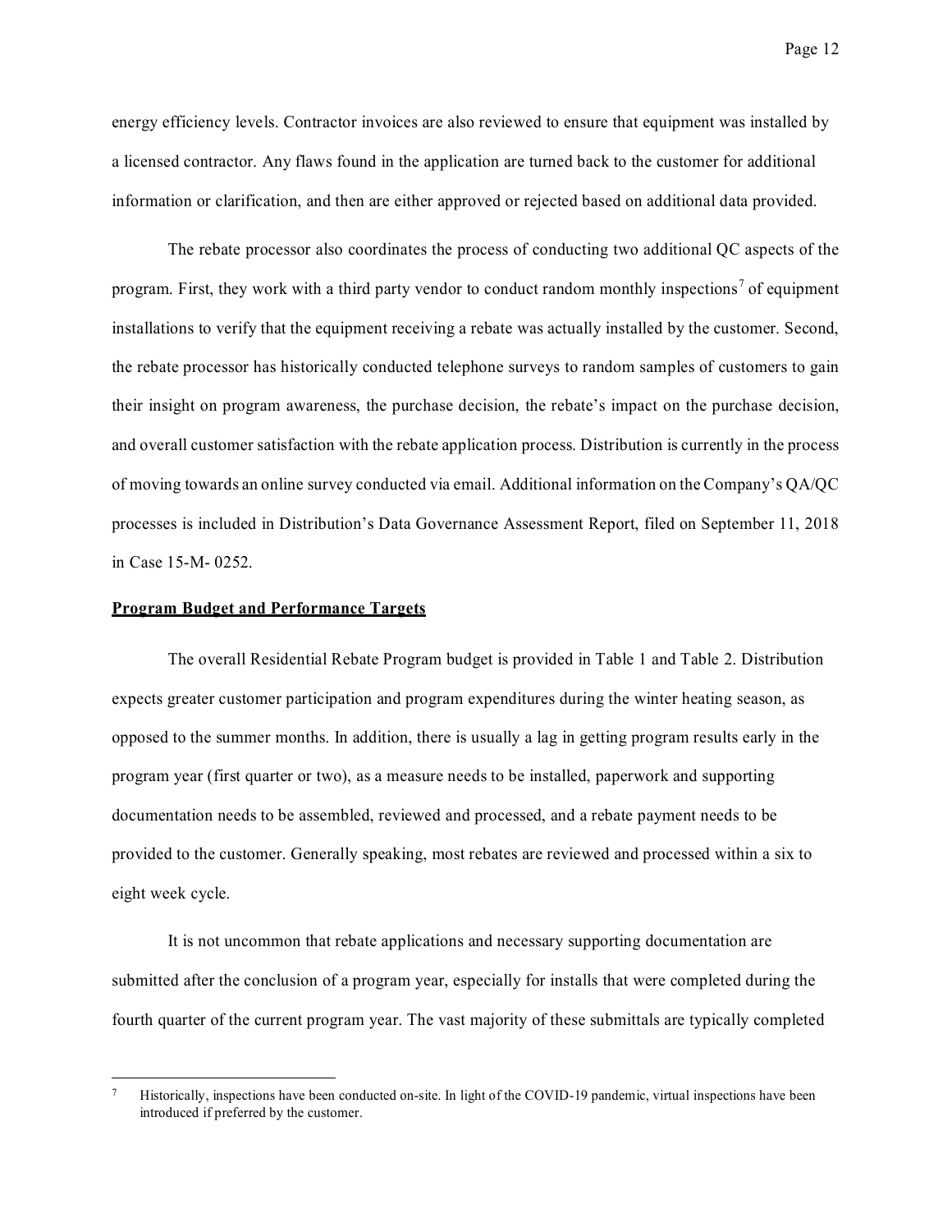energy efficiency levels. Contractor invoices are also reviewed to ensure that equipment was installed by a licensed contractor. Any flaws found in the application are turned back to the customer for additional information or clarification, and then are either approved or rejected based on additional data provided.

The rebate processor also coordinates the process of conducting two additional QC aspects of the program. First, they work with a third party vendor to conduct random monthly inspections[7] of equipment installations to verify that the equipment receiving a rebate was actually installed by the customer. Second, the rebate processor has historically conducted telephone surveys to random samples of customers to gain their insight on program awareness, the purchase decision, the rebate's impact on the purchase decision, and overall customer satisfaction with the rebate application process. Distribution is currently in the process of moving towards an online survey conducted via email. Additional information on the Company's QA/QC processes is included in Distribution's Data Governance Assessment Report, filed on September 11, 2018 in Case 15-M- 0252.

## Program Budget and Performance Targets

The overall Residential Rebate Program budget is provided in Table 1 and Table 2. Distribution expects greater customer participation and program expenditures during the winter heating season, as opposed to the summer months. In addition, there is usually a lag in getting program results early in the program year (first quarter or two), as a measure needs to be installed, paperwork and supporting documentation needs to be assembled, reviewed and processed, and a rebate payment needs to be provided to the customer. Generally speaking, most rebates are reviewed and processed within a six to eight week cycle.

It is not uncommon that rebate applications and necessary supporting documentation are submitted after the conclusion of a program year, especially for installs that were completed during the fourth quarter of the current program year. The vast majority of these submittals are typically completed

[7] Historically, inspections have been conducted on-site. In light of the COVID-19 pandemic, virtual inspections have been introduced if preferred by the customer.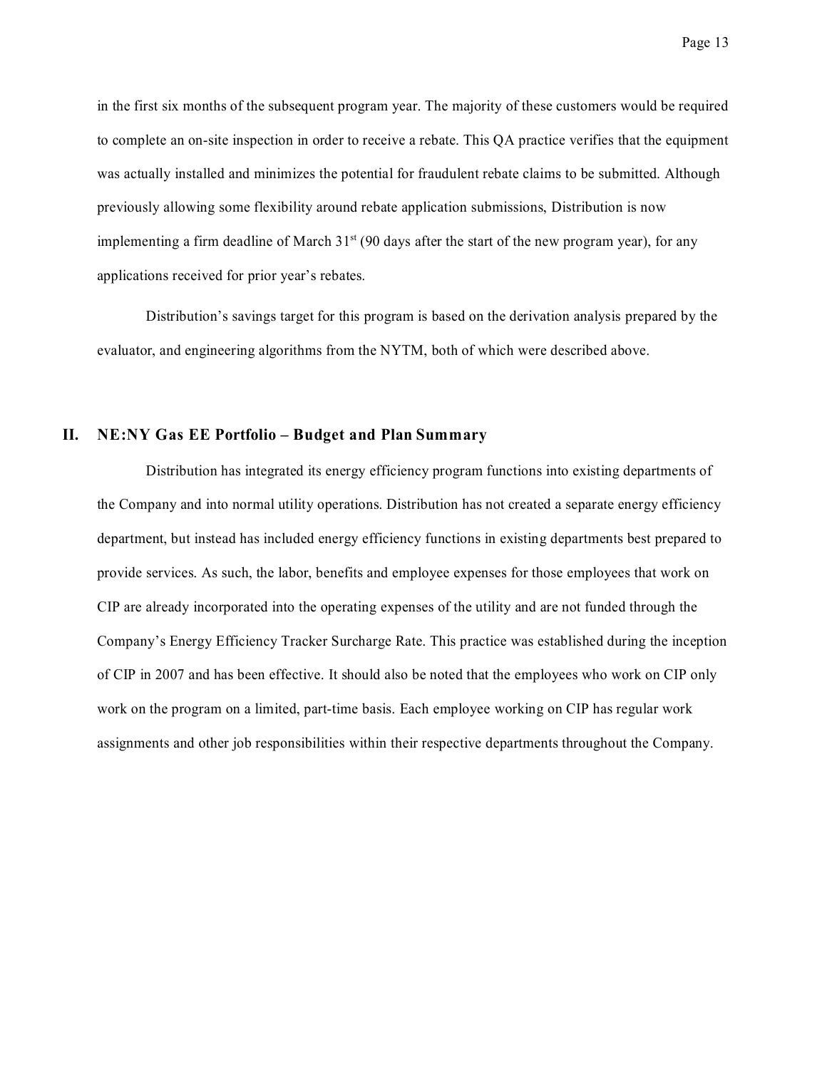in the first six months of the subsequent program year. The majority of these customers would be required to complete an on-site inspection in order to receive a rebate. This QA practice verifies that the equipment was actually installed and minimizes the potential for fraudulent rebate claims to be submitted. Although previously allowing some flexibility around rebate application submissions, Distribution is now implementing a firm deadline of March 31st (90 days after the start of the new program year), for any applications received for prior year's rebates.

Distribution's savings target for this program is based on the derivation analysis prepared by the evaluator, and engineering algorithms from the NYTM, both of which were described above.

## II. NE:NY Gas EE Portfolio – Budget and Plan Summary

Distribution has integrated its energy efficiency program functions into existing departments of the Company and into normal utility operations. Distribution has not created a separate energy efficiency department, but instead has included energy efficiency functions in existing departments best prepared to provide services. As such, the labor, benefits and employee expenses for those employees that work on CIP are already incorporated into the operating expenses of the utility and are not funded through the Company's Energy Efficiency Tracker Surcharge Rate. This practice was established during the inception of CIP in 2007 and has been effective. It should also be noted that the employees who work on CIP only work on the program on a limited, part-time basis. Each employee working on CIP has regular work assignments and other job responsibilities within their respective departments throughout the Company.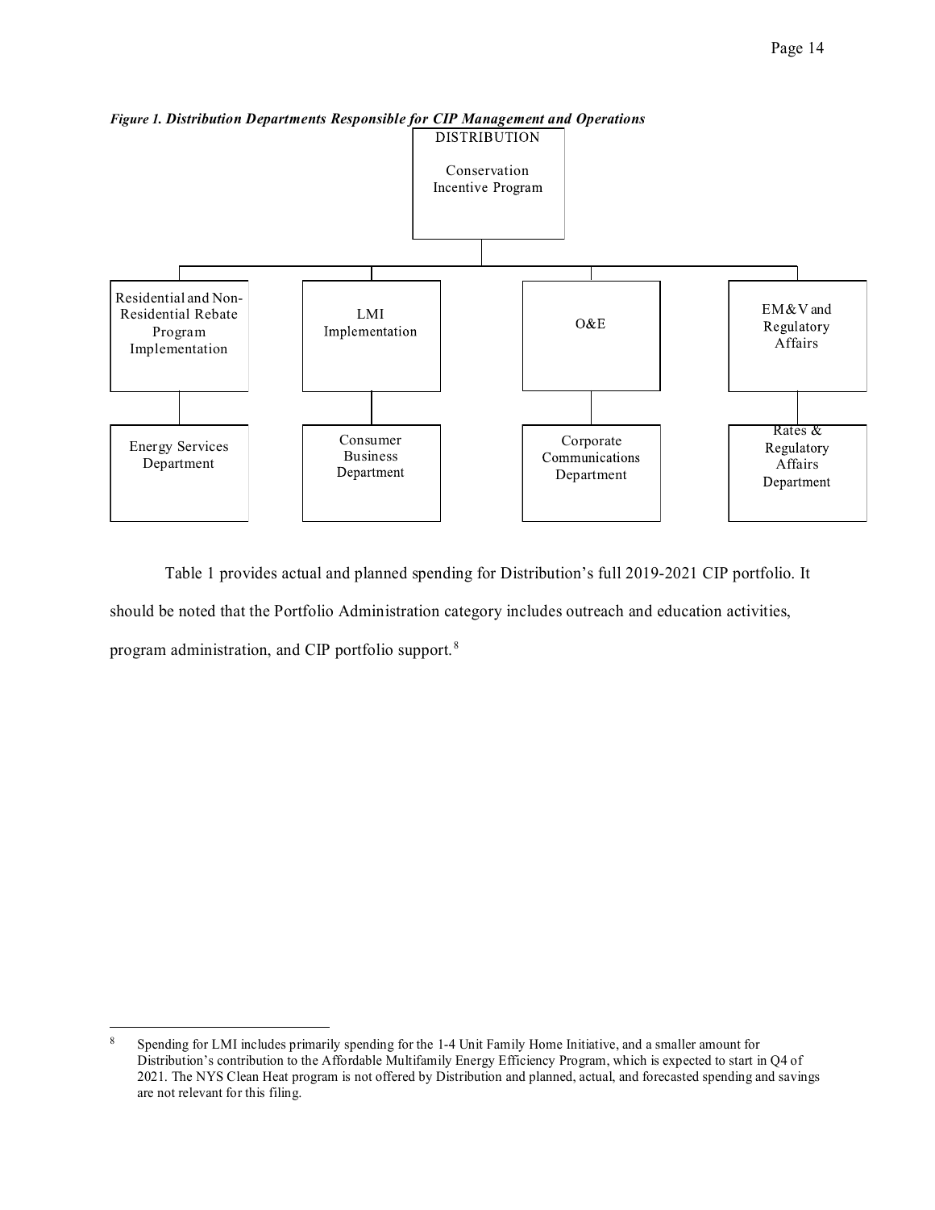*Figure 1. Distribution Departments Responsible for CIP Management and Operations*

DISTRIBUTION

Conservation Incentive Program

| Residential and Non-Residential Rebate Program Implementation | LMI Implementation | O&E | EM&V and Regulatory Affairs |
|---|---|---|---|
| Energy Services Department | Consumer Business Department | Corporate Communications Department | Rates & Regulatory Affairs Department |

Table 1 provides actual and planned spending for Distribution's full 2019-2021 CIP portfolio. It should be noted that the Portfolio Administration category includes outreach and education activities, program administration, and CIP portfolio support.[8]

---

[8] Spending for LMI includes primarily spending for the 1-4 Unit Family Home Initiative, and a smaller amount for Distribution's contribution to the Affordable Multifamily Energy Efficiency Program, which is expected to start in Q4 of 2021. The NYS Clean Heat program is not offered by Distribution and planned, actual, and forecasted spending and savings are not relevant for this filing.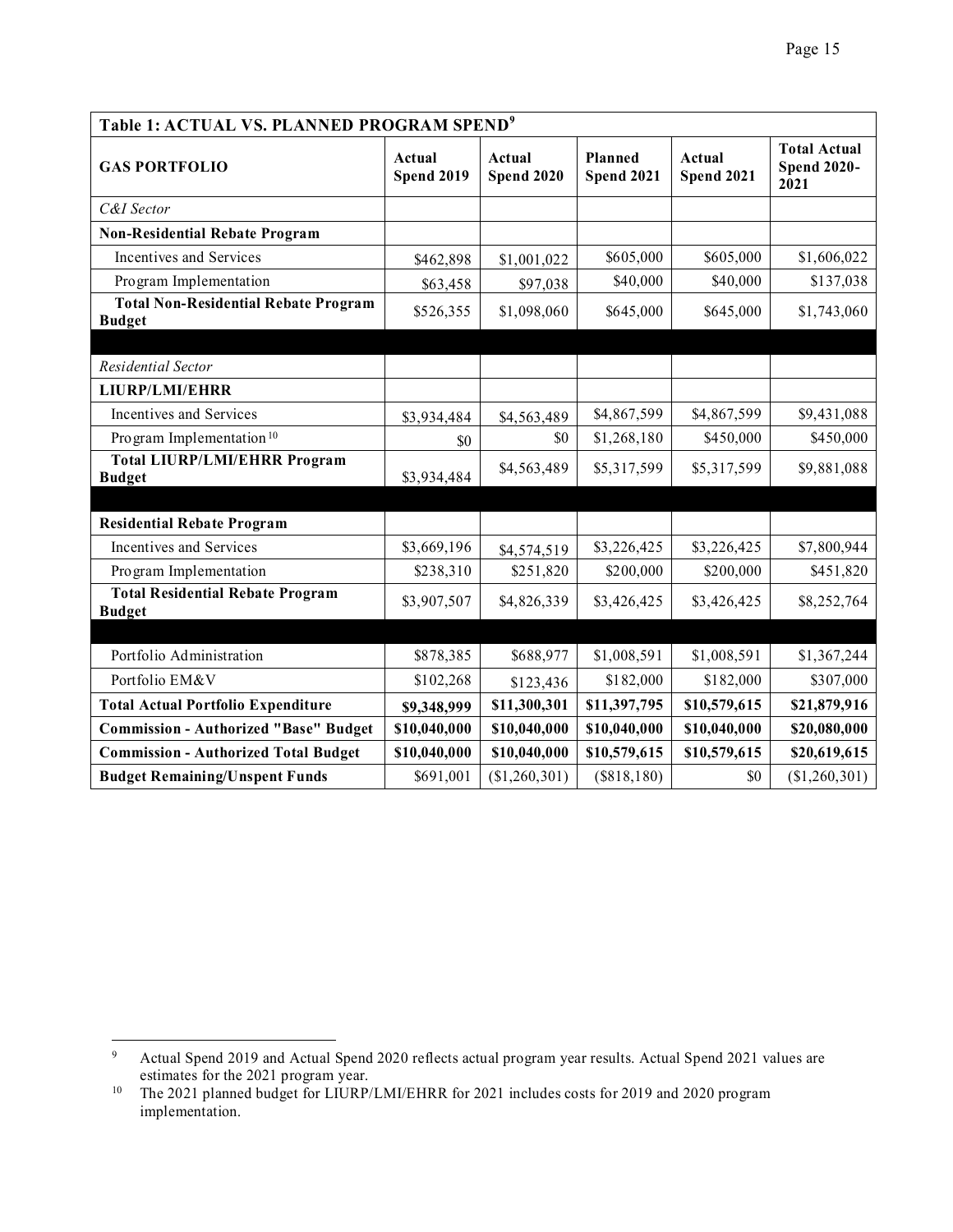| Table 1: ACTUAL VS. PLANNED PROGRAM SPEND[9] | | | | | |
|---|---|---|---|---|---|
| **GAS PORTFOLIO** | **Actual Spend 2019** | **Actual Spend 2020** | **Planned Spend 2021** | **Actual Spend 2021** | **Total Actual Spend 2020-2021** |
| *C&I Sector* | | | | | |
| **Non-Residential Rebate Program** | | | | | |
| Incentives and Services | $462,898 | $1,001,022 | $605,000 | $605,000 | $1,606,022 |
| Program Implementation | $63,458 | $97,038 | $40,000 | $40,000 | $137,038 |
| **Total Non-Residential Rebate Program Budget** | $526,355 | $1,098,060 | $645,000 | $645,000 | $1,743,060 |
| | | | | | |
| *Residential Sector* | | | | | |
| **LIURP/LMI/EHRR** | | | | | |
| Incentives and Services | $3,934,484 | $4,563,489 | $4,867,599 | $4,867,599 | $9,431,088 |
| Program Implementation[10] | $0 | $0 | $1,268,180 | $450,000 | $450,000 |
| **Total LIURP/LMI/EHRR Program Budget** | $3,934,484 | $4,563,489 | $5,317,599 | $5,317,599 | $9,881,088 |
| | | | | | |
| **Residential Rebate Program** | | | | | |
| Incentives and Services | $3,669,196 | $4,574,519 | $3,226,425 | $3,226,425 | $7,800,944 |
| Program Implementation | $238,310 | $251,820 | $200,000 | $200,000 | $451,820 |
| **Total Residential Rebate Program Budget** | $3,907,507 | $4,826,339 | $3,426,425 | $3,426,425 | $8,252,764 |
| | | | | | |
| Portfolio Administration | $878,385 | $688,977 | $1,008,591 | $1,008,591 | $1,367,244 |
| Portfolio EM&V | $102,268 | $123,436 | $182,000 | $182,000 | $307,000 |
| **Total Actual Portfolio Expenditure** | **$9,348,999** | **$11,300,301** | **$11,397,795** | **$10,579,615** | **$21,879,916** |
| **Commission - Authorized "Base" Budget** | **$10,040,000** | **$10,040,000** | **$10,040,000** | **$10,040,000** | **$20,080,000** |
| **Commission - Authorized Total Budget** | **$10,040,000** | **$10,040,000** | **$10,579,615** | **$10,579,615** | **$20,619,615** |
| **Budget Remaining/Unspent Funds** | $691,001 | ($1,260,301) | ($818,180) | $0 | ($1,260,301) |

[9] Actual Spend 2019 and Actual Spend 2020 reflects actual program year results. Actual Spend 2021 values are estimates for the 2021 program year.

[10] The 2021 planned budget for LIURP/LMI/EHRR for 2021 includes costs for 2019 and 2020 program implementation.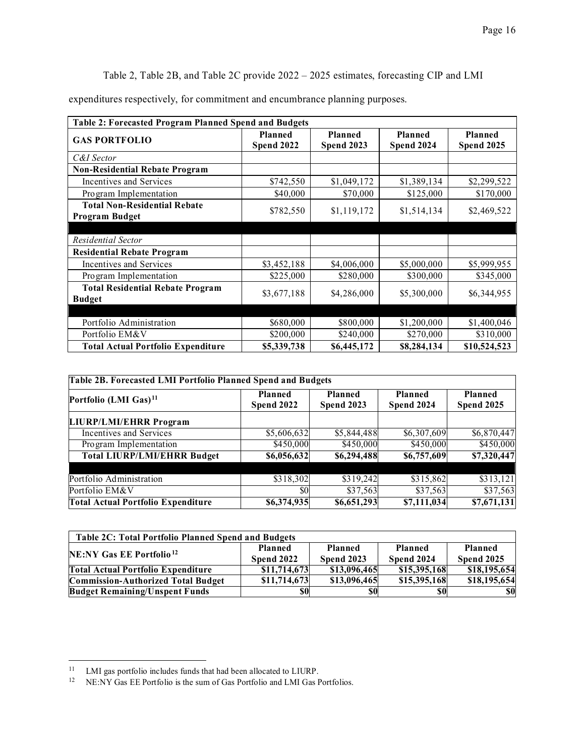Table 2, Table 2B, and Table 2C provide 2022 – 2025 estimates, forecasting CIP and LMI expenditures respectively, for commitment and encumbrance planning purposes.

| Table 2: Forecasted Program Planned Spend and Budgets | | | | |
|---|---|---|---|---|
| **GAS PORTFOLIO** | **Planned Spend 2022** | **Planned Spend 2023** | **Planned Spend 2024** | **Planned Spend 2025** |
| *C&I Sector* | | | | |
| **Non-Residential Rebate Program** | | | | |
| Incentives and Services | $742,550 | $1,049,172 | $1,389,134 | $2,299,522 |
| Program Implementation | $40,000 | $70,000 | $125,000 | $170,000 |
| **Total Non-Residential Rebate Program Budget** | $782,550 | $1,119,172 | $1,514,134 | $2,469,522 |
| | | | | |
| *Residential Sector* | | | | |
| **Residential Rebate Program** | | | | |
| Incentives and Services | $3,452,188 | $4,006,000 | $5,000,000 | $5,999,955 |
| Program Implementation | $225,000 | $280,000 | $300,000 | $345,000 |
| **Total Residential Rebate Program Budget** | $3,677,188 | $4,286,000 | $5,300,000 | $6,344,955 |
| | | | | |
| Portfolio Administration | $680,000 | $800,000 | $1,200,000 | $1,400,046 |
| Portfolio EM&V | $200,000 | $240,000 | $270,000 | $310,000 |
| **Total Actual Portfolio Expenditure** | **$5,339,738** | **$6,445,172** | **$8,284,134** | **$10,524,523** |

| Table 2B. Forecasted LMI Portfolio Planned Spend and Budgets | | | | |
|---|---|---|---|---|
| **Portfolio (LMI Gas)[11]** | **Planned Spend 2022** | **Planned Spend 2023** | **Planned Spend 2024** | **Planned Spend 2025** |
| **LIURP/LMI/EHRR Program** | | | | |
| Incentives and Services | $5,606,632 | $5,844,488 | $6,307,609 | $6,870,447 |
| Program Implementation | $450,000 | $450,000 | $450,000 | $450,000 |
| **Total LIURP/LMI/EHRR Budget** | **$6,056,632** | **$6,294,488** | **$6,757,609** | **$7,320,447** |
| | | | | |
| Portfolio Administration | $318,302 | $319,242 | $315,862 | $313,121 |
| Portfolio EM&V | $0 | $37,563 | $37,563 | $37,563 |
| **Total Actual Portfolio Expenditure** | **$6,374,935** | **$6,651,293** | **$7,111,034** | **$7,671,131** |

| Table 2C: Total Portfolio Planned Spend and Budgets | | | | |
|---|---|---|---|---|
| **NE:NY Gas EE Portfolio[12]** | **Planned Spend 2022** | **Planned Spend 2023** | **Planned Spend 2024** | **Planned Spend 2025** |
| **Total Actual Portfolio Expenditure** | **$11,714,673** | **$13,096,465** | **$15,395,168** | **$18,195,654** |
| **Commission-Authorized Total Budget** | **$11,714,673** | **$13,096,465** | **$15,395,168** | **$18,195,654** |
| **Budget Remaining/Unspent Funds** | **$0** | **$0** | **$0** | **$0** |

[11] LMI gas portfolio includes funds that had been allocated to LIURP.

[12] NE:NY Gas EE Portfolio is the sum of Gas Portfolio and LMI Gas Portfolios.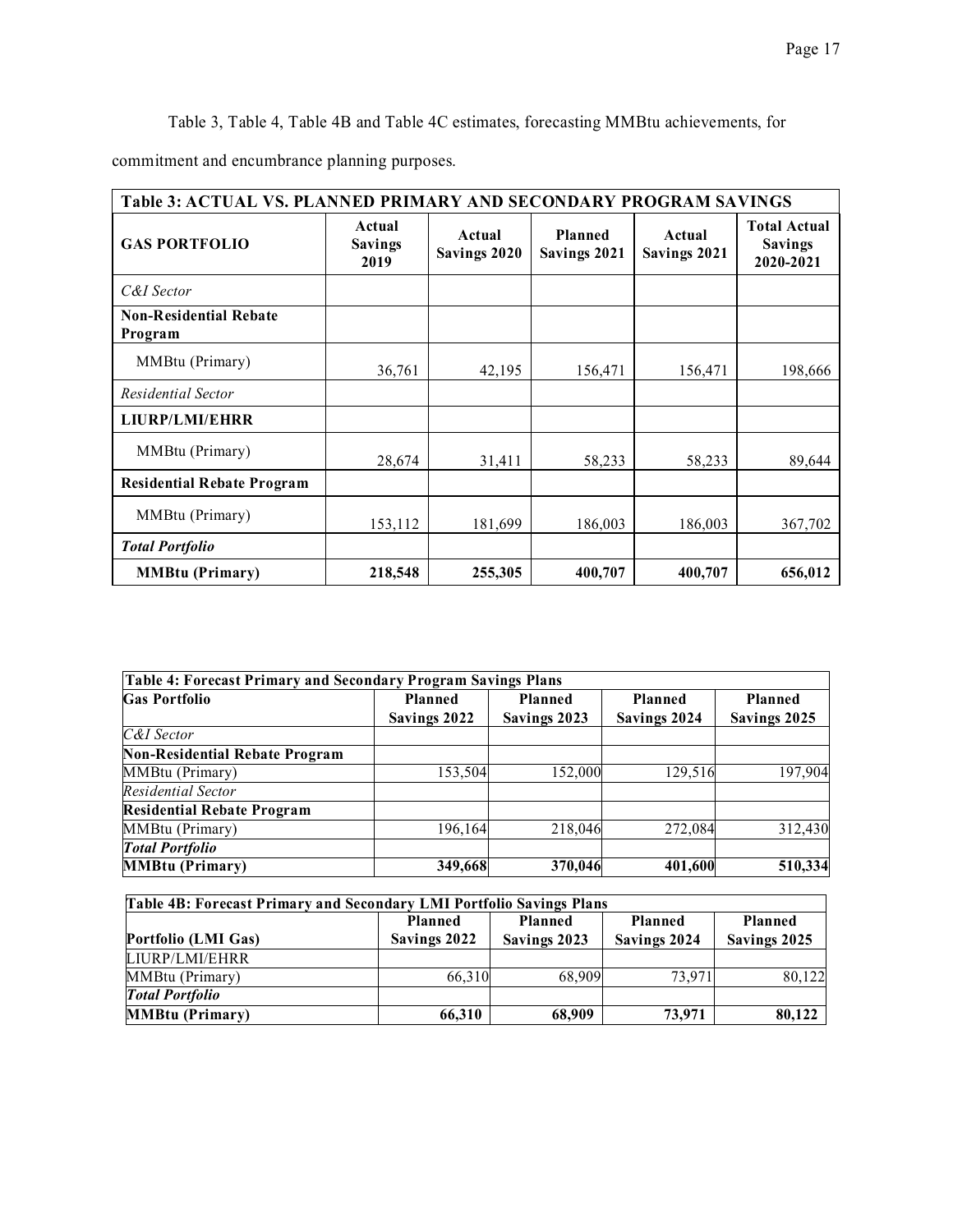Table 3, Table 4, Table 4B and Table 4C estimates, forecasting MMBtu achievements, for commitment and encumbrance planning purposes.

| Table 3: ACTUAL VS. PLANNED PRIMARY AND SECONDARY PROGRAM SAVINGS | | | | | |
|---|---|---|---|---|---|
| **GAS PORTFOLIO** | **Actual Savings 2019** | **Actual Savings 2020** | **Planned Savings 2021** | **Actual Savings 2021** | **Total Actual Savings 2020-2021** |
| *C&I Sector* | | | | | |
| **Non-Residential Rebate Program** | | | | | |
| MMBtu (Primary) | 36,761 | 42,195 | 156,471 | 156,471 | 198,666 |
| *Residential Sector* | | | | | |
| **LIURP/LMI/EHRR** | | | | | |
| MMBtu (Primary) | 28,674 | 31,411 | 58,233 | 58,233 | 89,644 |
| **Residential Rebate Program** | | | | | |
| MMBtu (Primary) | 153,112 | 181,699 | 186,003 | 186,003 | 367,702 |
| ***Total Portfolio*** | | | | | |
| **MMBtu (Primary)** | **218,548** | **255,305** | **400,707** | **400,707** | **656,012** |

| Table 4: Forecast Primary and Secondary Program Savings Plans | | | | |
|---|---|---|---|---|
| **Gas Portfolio** | **Planned Savings 2022** | **Planned Savings 2023** | **Planned Savings 2024** | **Planned Savings 2025** |
| *C&I Sector* | | | | |
| **Non-Residential Rebate Program** | | | | |
| MMBtu (Primary) | 153,504 | 152,000 | 129,516 | 197,904 |
| *Residential Sector* | | | | |
| **Residential Rebate Program** | | | | |
| MMBtu (Primary) | 196,164 | 218,046 | 272,084 | 312,430 |
| ***Total Portfolio*** | | | | |
| **MMBtu (Primary)** | **349,668** | **370,046** | **401,600** | **510,334** |

| Table 4B: Forecast Primary and Secondary LMI Portfolio Savings Plans | | | | |
|---|---|---|---|---|
| **Portfolio (LMI Gas)** | **Planned Savings 2022** | **Planned Savings 2023** | **Planned Savings 2024** | **Planned Savings 2025** |
| LIURP/LMI/EHRR | | | | |
| MMBtu (Primary) | 66,310 | 68,909 | 73,971 | 80,122 |
| ***Total Portfolio*** | | | | |
| **MMBtu (Primary)** | **66,310** | **68,909** | **73,971** | **80,122** |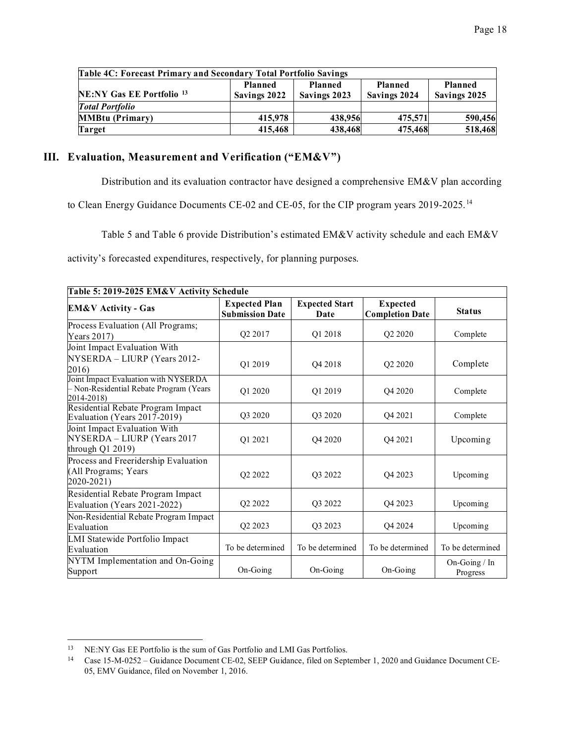| Table 4C: Forecast Primary and Secondary Total Portfolio Savings | | | | |
|---|---|---|---|---|
| **NE:NY Gas EE Portfolio** [13] | **Planned Savings 2022** | **Planned Savings 2023** | **Planned Savings 2024** | **Planned Savings 2025** |
| ***Total Portfolio*** | | | | |
| **MMBtu (Primary)** | **415,978** | **438,956** | **475,571** | **590,456** |
| **Target** | **415,468** | **438,468** | **475,468** | **518,468** |

## III. Evaluation, Measurement and Verification ("EM&V")

Distribution and its evaluation contractor have designed a comprehensive EM&V plan according to Clean Energy Guidance Documents CE-02 and CE-05, for the CIP program years 2019-2025.[14]

Table 5 and Table 6 provide Distribution's estimated EM&V activity schedule and each EM&V activity's forecasted expenditures, respectively, for planning purposes.

| Table 5: 2019-2025 EM&V Activity Schedule | | | | |
|---|---|---|---|---|
| **EM&V Activity - Gas** | **Expected Plan Submission Date** | **Expected Start Date** | **Expected Completion Date** | **Status** |
| Process Evaluation (All Programs; Years 2017) | Q2 2017 | Q1 2018 | Q2 2020 | Complete |
| Joint Impact Evaluation With NYSERDA – LIURP (Years 2012-2016) | Q1 2019 | Q4 2018 | Q2 2020 | Complete |
| Joint Impact Evaluation with NYSERDA – Non-Residential Rebate Program (Years 2014-2018) | Q1 2020 | Q1 2019 | Q4 2020 | Complete |
| Residential Rebate Program Impact Evaluation (Years 2017-2019) | Q3 2020 | Q3 2020 | Q4 2021 | Complete |
| Joint Impact Evaluation With NYSERDA – LIURP (Years 2017 through Q1 2019) | Q1 2021 | Q4 2020 | Q4 2021 | Upcoming |
| Process and Freeridership Evaluation (All Programs; Years 2020-2021) | Q2 2022 | Q3 2022 | Q4 2023 | Upcoming |
| Residential Rebate Program Impact Evaluation (Years 2021-2022) | Q2 2022 | Q3 2022 | Q4 2023 | Upcoming |
| Non-Residential Rebate Program Impact Evaluation | Q2 2023 | Q3 2023 | Q4 2024 | Upcoming |
| LMI Statewide Portfolio Impact Evaluation | To be determined | To be determined | To be determined | To be determined |
| NYTM Implementation and On-Going Support | On-Going | On-Going | On-Going | On-Going / In Progress |

[13] NE:NY Gas EE Portfolio is the sum of Gas Portfolio and LMI Gas Portfolios.

[14] Case 15-M-0252 – Guidance Document CE-02, SEEP Guidance, filed on September 1, 2020 and Guidance Document CE-05, EMV Guidance, filed on November 1, 2016.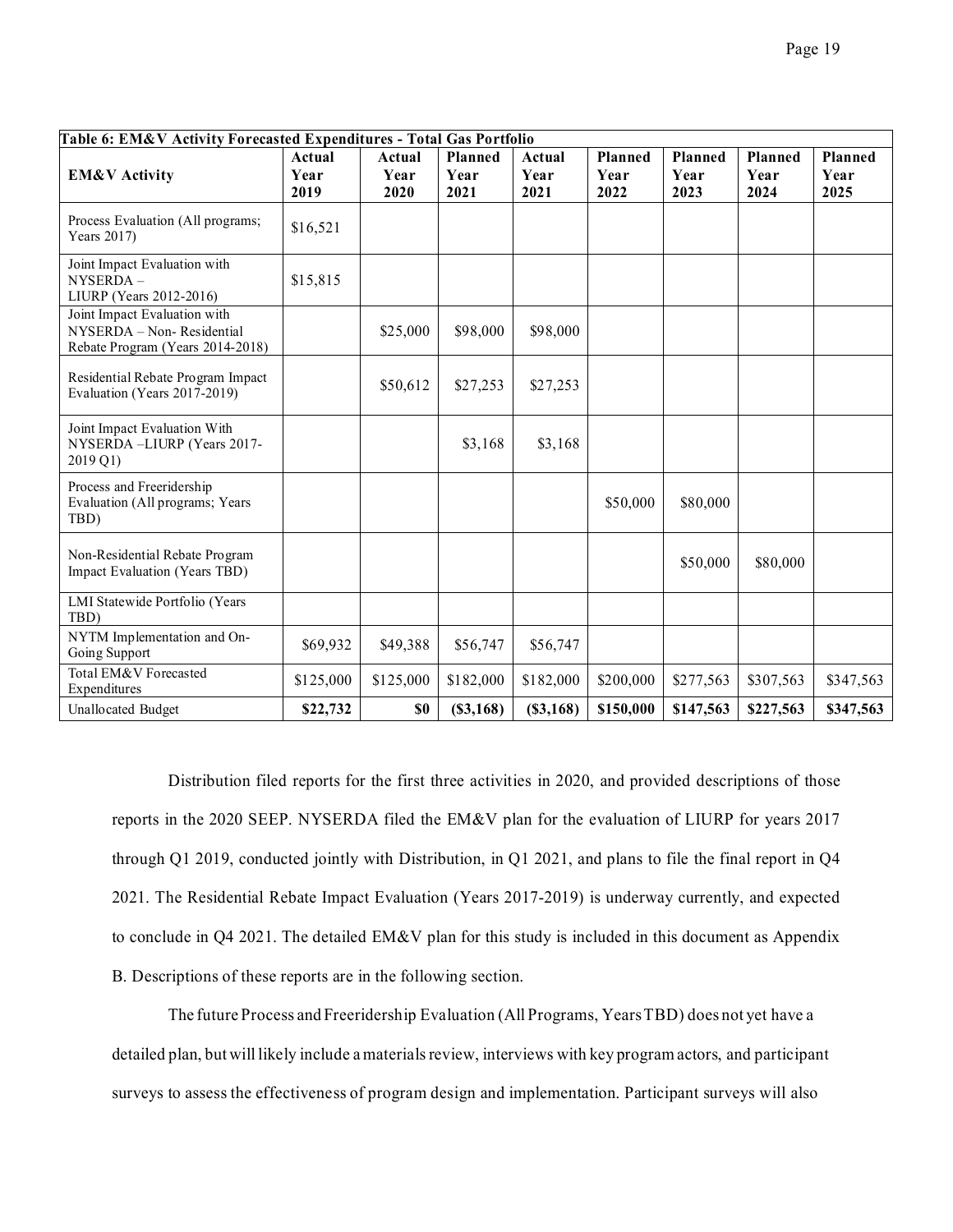| **EM&V Activity** | **Actual Year 2019** | **Actual Year 2020** | **Planned Year 2021** | **Actual Year 2021** | **Planned Year 2022** | **Planned Year 2023** | **Planned Year 2024** | **Planned Year 2025** |
|---|---|---|---|---|---|---|---|---|
| Process Evaluation (All programs; Years 2017) | $16,521 | | | | | | | |
| Joint Impact Evaluation with NYSERDA – LIURP (Years 2012-2016) | $15,815 | | | | | | | |
| Joint Impact Evaluation with NYSERDA – Non- Residential Rebate Program (Years 2014-2018) | | $25,000 | $98,000 | $98,000 | | | | |
| Residential Rebate Program Impact Evaluation (Years 2017-2019) | | $50,612 | $27,253 | $27,253 | | | | |
| Joint Impact Evaluation With NYSERDA –LIURP (Years 2017-2019 Q1) | | | $3,168 | $3,168 | | | | |
| Process and Freeridership Evaluation (All programs; Years TBD) | | | | | $50,000 | $80,000 | | |
| Non-Residential Rebate Program Impact Evaluation (Years TBD) | | | | | | $50,000 | $80,000 | |
| LMI Statewide Portfolio (Years TBD) | | | | | | | | |
| NYTM Implementation and On-Going Support | $69,932 | $49,388 | $56,747 | $56,747 | | | | |
| Total EM&V Forecasted Expenditures | $125,000 | $125,000 | $182,000 | $182,000 | $200,000 | $277,563 | $307,563 | $347,563 |
| Unallocated Budget | **$22,732** | **$0** | **($3,168)** | **($3,168)** | **$150,000** | **$147,563** | **$227,563** | **$347,563** |

**Table 6: EM&V Activity Forecasted Expenditures - Total Gas Portfolio**

Distribution filed reports for the first three activities in 2020, and provided descriptions of those reports in the 2020 SEEP. NYSERDA filed the EM&V plan for the evaluation of LIURP for years 2017 through Q1 2019, conducted jointly with Distribution, in Q1 2021, and plans to file the final report in Q4 2021. The Residential Rebate Impact Evaluation (Years 2017-2019) is underway currently, and expected to conclude in Q4 2021. The detailed EM&V plan for this study is included in this document as Appendix B. Descriptions of these reports are in the following section.

The future Process and Freeridership Evaluation (All Programs, Years TBD) does not yet have a detailed plan, but will likely include a materials review, interviews with key program actors, and participant surveys to assess the effectiveness of program design and implementation. Participant surveys will also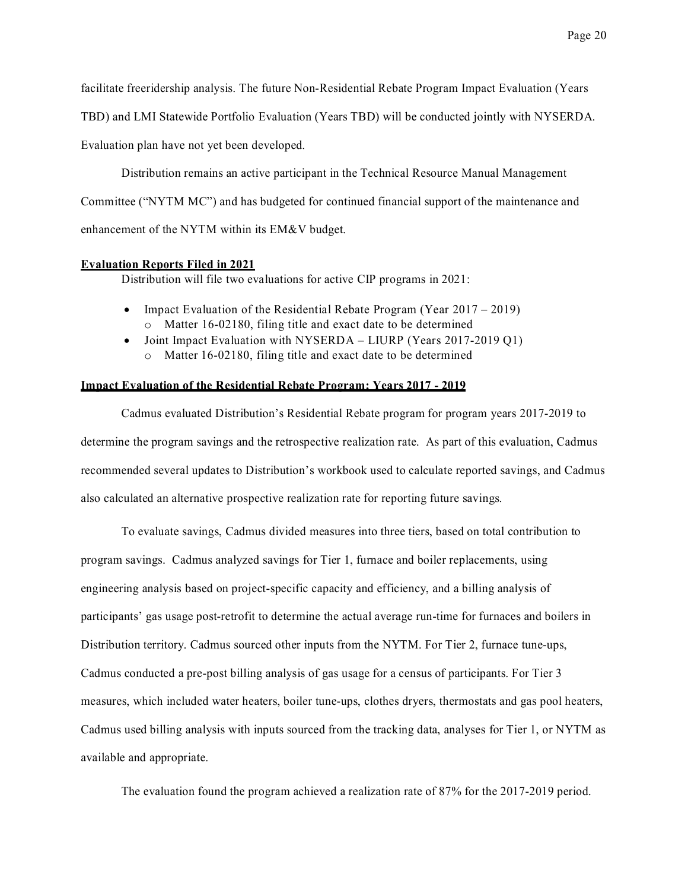facilitate freeridership analysis. The future Non-Residential Rebate Program Impact Evaluation (Years TBD) and LMI Statewide Portfolio Evaluation (Years TBD) will be conducted jointly with NYSERDA. Evaluation plan have not yet been developed.

Distribution remains an active participant in the Technical Resource Manual Management Committee ("NYTM MC") and has budgeted for continued financial support of the maintenance and enhancement of the NYTM within its EM&V budget.

**Evaluation Reports Filed in 2021**

Distribution will file two evaluations for active CIP programs in 2021:

- Impact Evaluation of the Residential Rebate Program (Year 2017 – 2019)
  - Matter 16-02180, filing title and exact date to be determined
- Joint Impact Evaluation with NYSERDA – LIURP (Years 2017-2019 Q1)
  - Matter 16-02180, filing title and exact date to be determined

**Impact Evaluation of the Residential Rebate Program: Years 2017 - 2019**

Cadmus evaluated Distribution's Residential Rebate program for program years 2017-2019 to determine the program savings and the retrospective realization rate. As part of this evaluation, Cadmus recommended several updates to Distribution's workbook used to calculate reported savings, and Cadmus also calculated an alternative prospective realization rate for reporting future savings.

To evaluate savings, Cadmus divided measures into three tiers, based on total contribution to program savings. Cadmus analyzed savings for Tier 1, furnace and boiler replacements, using engineering analysis based on project-specific capacity and efficiency, and a billing analysis of participants' gas usage post-retrofit to determine the actual average run-time for furnaces and boilers in Distribution territory. Cadmus sourced other inputs from the NYTM. For Tier 2, furnace tune-ups, Cadmus conducted a pre-post billing analysis of gas usage for a census of participants. For Tier 3 measures, which included water heaters, boiler tune-ups, clothes dryers, thermostats and gas pool heaters, Cadmus used billing analysis with inputs sourced from the tracking data, analyses for Tier 1, or NYTM as available and appropriate.

The evaluation found the program achieved a realization rate of 87% for the 2017-2019 period.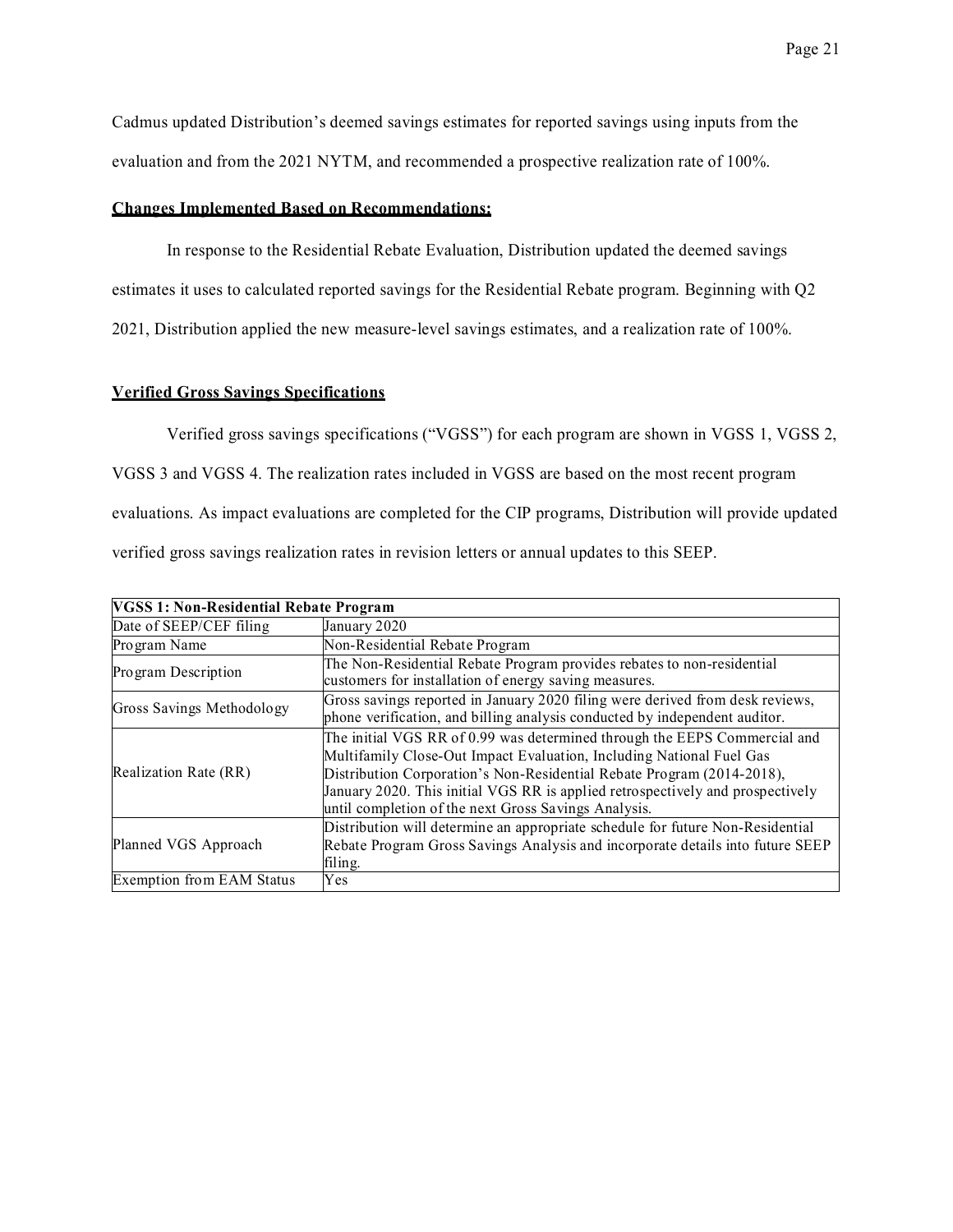Cadmus updated Distribution's deemed savings estimates for reported savings using inputs from the evaluation and from the 2021 NYTM, and recommended a prospective realization rate of 100%.

**Changes Implemented Based on Recommendations:**

In response to the Residential Rebate Evaluation, Distribution updated the deemed savings estimates it uses to calculated reported savings for the Residential Rebate program. Beginning with Q2 2021, Distribution applied the new measure-level savings estimates, and a realization rate of 100%.

**Verified Gross Savings Specifications**

Verified gross savings specifications ("VGSS") for each program are shown in VGSS 1, VGSS 2, VGSS 3 and VGSS 4. The realization rates included in VGSS are based on the most recent program evaluations. As impact evaluations are completed for the CIP programs, Distribution will provide updated verified gross savings realization rates in revision letters or annual updates to this SEEP.

| **VGSS 1: Non-Residential Rebate Program** | |
|---|---|
| Date of SEEP/CEF filing | January 2020 |
| Program Name | Non-Residential Rebate Program |
| Program Description | The Non-Residential Rebate Program provides rebates to non-residential customers for installation of energy saving measures. |
| Gross Savings Methodology | Gross savings reported in January 2020 filing were derived from desk reviews, phone verification, and billing analysis conducted by independent auditor. |
| Realization Rate (RR) | The initial VGS RR of 0.99 was determined through the EEPS Commercial and Multifamily Close-Out Impact Evaluation, Including National Fuel Gas Distribution Corporation's Non-Residential Rebate Program (2014-2018), January 2020. This initial VGS RR is applied retrospectively and prospectively until completion of the next Gross Savings Analysis. |
| Planned VGS Approach | Distribution will determine an appropriate schedule for future Non-Residential Rebate Program Gross Savings Analysis and incorporate details into future SEEP filing. |
| Exemption from EAM Status | Yes |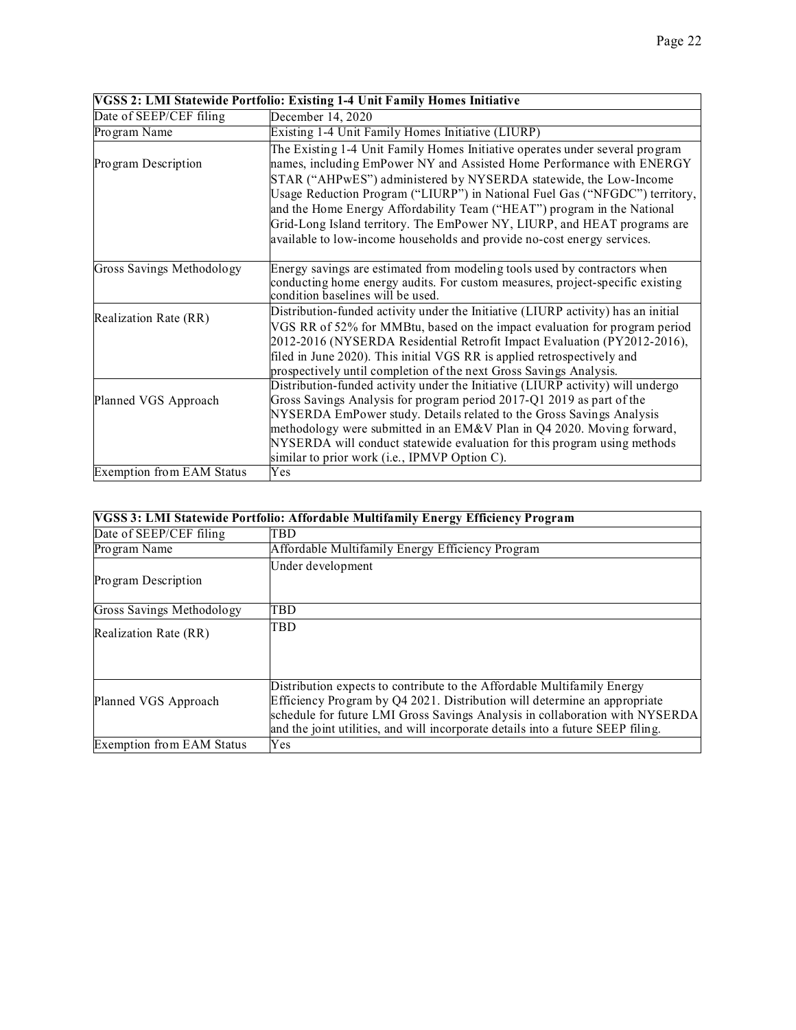| VGSS 2: LMI Statewide Portfolio: Existing 1-4 Unit Family Homes Initiative | |
|---|---|
| Date of SEEP/CEF filing | December 14, 2020 |
| Program Name | Existing 1-4 Unit Family Homes Initiative (LIURP) |
| Program Description | The Existing 1-4 Unit Family Homes Initiative operates under several program names, including EmPower NY and Assisted Home Performance with ENERGY STAR ("AHPwES") administered by NYSERDA statewide, the Low-Income Usage Reduction Program ("LIURP") in National Fuel Gas ("NFGDC") territory, and the Home Energy Affordability Team ("HEAT") program in the National Grid-Long Island territory. The EmPower NY, LIURP, and HEAT programs are available to low-income households and provide no-cost energy services. |
| Gross Savings Methodology | Energy savings are estimated from modeling tools used by contractors when conducting home energy audits. For custom measures, project-specific existing condition baselines will be used. |
| Realization Rate (RR) | Distribution-funded activity under the Initiative (LIURP activity) has an initial VGS RR of 52% for MMBtu, based on the impact evaluation for program period 2012-2016 (NYSERDA Residential Retrofit Impact Evaluation (PY2012-2016), filed in June 2020). This initial VGS RR is applied retrospectively and prospectively until completion of the next Gross Savings Analysis. |
| Planned VGS Approach | Distribution-funded activity under the Initiative (LIURP activity) will undergo Gross Savings Analysis for program period 2017-Q1 2019 as part of the NYSERDA EmPower study. Details related to the Gross Savings Analysis methodology were submitted in an EM&V Plan in Q4 2020. Moving forward, NYSERDA will conduct statewide evaluation for this program using methods similar to prior work (i.e., IPMVP Option C). |
| Exemption from EAM Status | Yes |

| VGSS 3: LMI Statewide Portfolio: Affordable Multifamily Energy Efficiency Program | |
|---|---|
| Date of SEEP/CEF filing | TBD |
| Program Name | Affordable Multifamily Energy Efficiency Program |
| Program Description | Under development |
| Gross Savings Methodology | TBD |
| Realization Rate (RR) | TBD |
| Planned VGS Approach | Distribution expects to contribute to the Affordable Multifamily Energy Efficiency Program by Q4 2021. Distribution will determine an appropriate schedule for future LMI Gross Savings Analysis in collaboration with NYSERDA and the joint utilities, and will incorporate details into a future SEEP filing. |
| Exemption from EAM Status | Yes |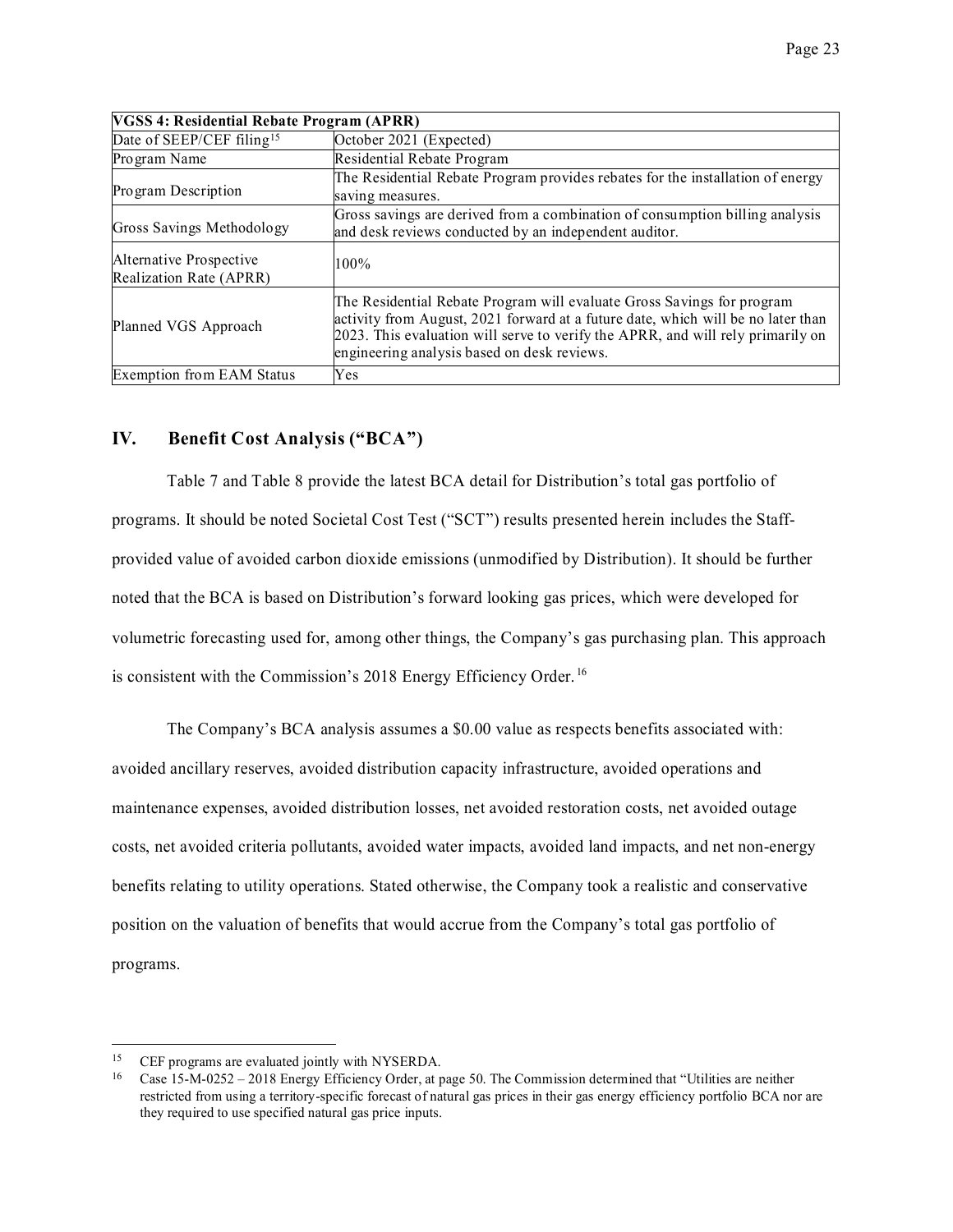| VGSS 4: Residential Rebate Program (APRR) | |
|---|---|
| Date of SEEP/CEF filing[15] | October 2021 (Expected) |
| Program Name | Residential Rebate Program |
| Program Description | The Residential Rebate Program provides rebates for the installation of energy saving measures. |
| Gross Savings Methodology | Gross savings are derived from a combination of consumption billing analysis and desk reviews conducted by an independent auditor. |
| Alternative Prospective Realization Rate (APRR) | 100% |
| Planned VGS Approach | The Residential Rebate Program will evaluate Gross Savings for program activity from August, 2021 forward at a future date, which will be no later than 2023. This evaluation will serve to verify the APRR, and will rely primarily on engineering analysis based on desk reviews. |
| Exemption from EAM Status | Yes |

## IV. Benefit Cost Analysis ("BCA")

Table 7 and Table 8 provide the latest BCA detail for Distribution's total gas portfolio of programs. It should be noted Societal Cost Test ("SCT") results presented herein includes the Staff-provided value of avoided carbon dioxide emissions (unmodified by Distribution). It should be further noted that the BCA is based on Distribution's forward looking gas prices, which were developed for volumetric forecasting used for, among other things, the Company's gas purchasing plan. This approach is consistent with the Commission's 2018 Energy Efficiency Order.[16]

The Company's BCA analysis assumes a $0.00 value as respects benefits associated with: avoided ancillary reserves, avoided distribution capacity infrastructure, avoided operations and maintenance expenses, avoided distribution losses, net avoided restoration costs, net avoided outage costs, net avoided criteria pollutants, avoided water impacts, avoided land impacts, and net non-energy benefits relating to utility operations. Stated otherwise, the Company took a realistic and conservative position on the valuation of benefits that would accrue from the Company's total gas portfolio of programs.

---

[15] CEF programs are evaluated jointly with NYSERDA.

[16] Case 15-M-0252 – 2018 Energy Efficiency Order, at page 50. The Commission determined that "Utilities are neither restricted from using a territory-specific forecast of natural gas prices in their gas energy efficiency portfolio BCA nor are they required to use specified natural gas price inputs.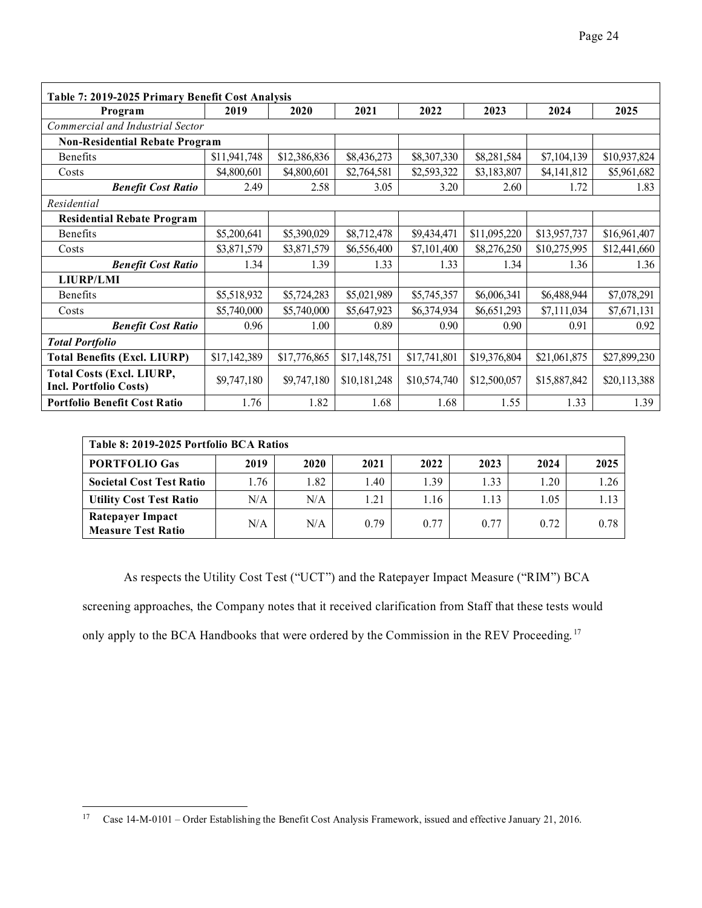| Table 7: 2019-2025 Primary Benefit Cost Analysis | | | | | | | |
|---|---|---|---|---|---|---|---|
| **Program** | **2019** | **2020** | **2021** | **2022** | **2023** | **2024** | **2025** |
| *Commercial and Industrial Sector* | | | | | | | |
| **Non-Residential Rebate Program** | | | | | | | |
| Benefits | $11,941,748 | $12,386,836 | $8,436,273 | $8,307,330 | $8,281,584 | $7,104,139 | $10,937,824 |
| Costs | $4,800,601 | $4,800,601 | $2,764,581 | $2,593,322 | $3,183,807 | $4,141,812 | $5,961,682 |
| ***Benefit Cost Ratio*** | 2.49 | 2.58 | 3.05 | 3.20 | 2.60 | 1.72 | 1.83 |
| *Residential* | | | | | | | |
| **Residential Rebate Program** | | | | | | | |
| Benefits | $5,200,641 | $5,390,029 | $8,712,478 | $9,434,471 | $11,095,220 | $13,957,737 | $16,961,407 |
| Costs | $3,871,579 | $3,871,579 | $6,556,400 | $7,101,400 | $8,276,250 | $10,275,995 | $12,441,660 |
| ***Benefit Cost Ratio*** | 1.34 | 1.39 | 1.33 | 1.33 | 1.34 | 1.36 | 1.36 |
| **LIURP/LMI** | | | | | | | |
| Benefits | $5,518,932 | $5,724,283 | $5,021,989 | $5,745,357 | $6,006,341 | $6,488,944 | $7,078,291 |
| Costs | $5,740,000 | $5,740,000 | $5,647,923 | $6,374,934 | $6,651,293 | $7,111,034 | $7,671,131 |
| ***Benefit Cost Ratio*** | 0.96 | 1.00 | 0.89 | 0.90 | 0.90 | 0.91 | 0.92 |
| ***Total Portfolio*** | | | | | | | |
| **Total Benefits (Excl. LIURP)** | $17,142,389 | $17,776,865 | $17,148,751 | $17,741,801 | $19,376,804 | $21,061,875 | $27,899,230 |
| **Total Costs (Excl. LIURP, Incl. Portfolio Costs)** | $9,747,180 | $9,747,180 | $10,181,248 | $10,574,740 | $12,500,057 | $15,887,842 | $20,113,388 |
| **Portfolio Benefit Cost Ratio** | 1.76 | 1.82 | 1.68 | 1.68 | 1.55 | 1.33 | 1.39 |

| Table 8: 2019-2025 Portfolio BCA Ratios | | | | | | | |
|---|---|---|---|---|---|---|---|
| **PORTFOLIO Gas** | **2019** | **2020** | **2021** | **2022** | **2023** | **2024** | **2025** |
| **Societal Cost Test Ratio** | 1.76 | 1.82 | 1.40 | 1.39 | 1.33 | 1.20 | 1.26 |
| **Utility Cost Test Ratio** | N/A | N/A | 1.21 | 1.16 | 1.13 | 1.05 | 1.13 |
| **Ratepayer Impact Measure Test Ratio** | N/A | N/A | 0.79 | 0.77 | 0.77 | 0.72 | 0.78 |

As respects the Utility Cost Test ("UCT") and the Ratepayer Impact Measure ("RIM") BCA screening approaches, the Company notes that it received clarification from Staff that these tests would only apply to the BCA Handbooks that were ordered by the Commission in the REV Proceeding.[17]

[17] Case 14-M-0101 – Order Establishing the Benefit Cost Analysis Framework, issued and effective January 21, 2016.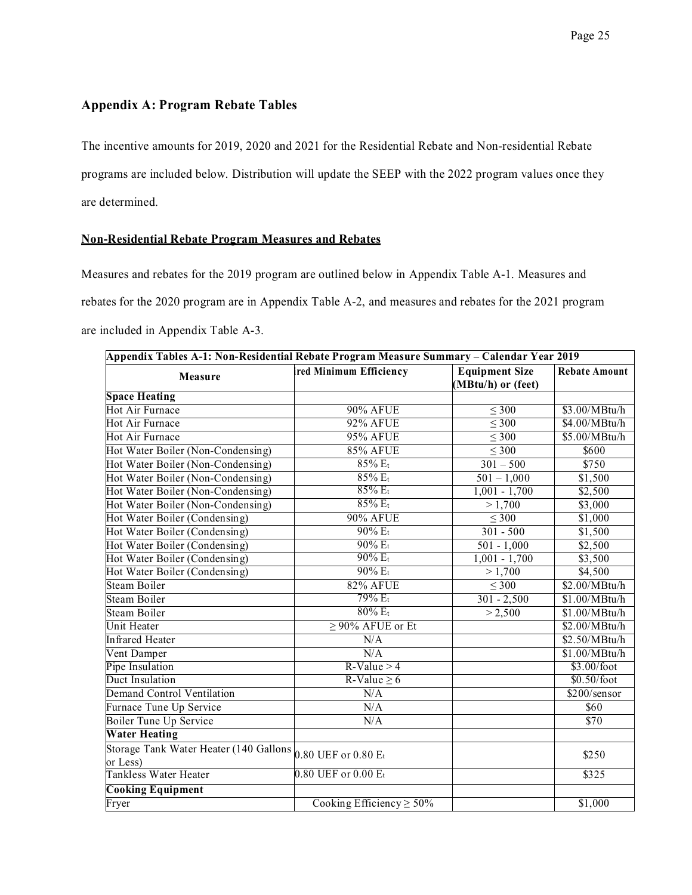## Appendix A: Program Rebate Tables

The incentive amounts for 2019, 2020 and 2021 for the Residential Rebate and Non-residential Rebate programs are included below. Distribution will update the SEEP with the 2022 program values once they are determined.

### Non-Residential Rebate Program Measures and Rebates

Measures and rebates for the 2019 program are outlined below in Appendix Table A-1. Measures and rebates for the 2020 program are in Appendix Table A-2, and measures and rebates for the 2021 program are included in Appendix Table A-3.

| Appendix Tables A-1: Non-Residential Rebate Program Measure Summary – Calendar Year 2019 | | | |
|---|---|---|---|
| **Measure** | **ired Minimum Efficiency** | **Equipment Size (MBtu/h) or (feet)** | **Rebate Amount** |
| **Space Heating** | | | |
| Hot Air Furnace | 90% AFUE | ≤ 300 | \$3.00/MBtu/h |
| Hot Air Furnace | 92% AFUE | ≤ 300 | \$4.00/MBtu/h |
| Hot Air Furnace | 95% AFUE | ≤ 300 | \$5.00/MBtu/h |
| Hot Water Boiler (Non-Condensing) | 85% AFUE | ≤ 300 | \$600 |
| Hot Water Boiler (Non-Condensing) | 85% $E_t$ | 301 – 500 | \$750 |
| Hot Water Boiler (Non-Condensing) | 85% $E_t$ | 501 – 1,000 | \$1,500 |
| Hot Water Boiler (Non-Condensing) | 85% $E_t$ | 1,001 - 1,700 | \$2,500 |
| Hot Water Boiler (Non-Condensing) | 85% $E_t$ | > 1,700 | \$3,000 |
| Hot Water Boiler (Condensing) | 90% AFUE | ≤ 300 | \$1,000 |
| Hot Water Boiler (Condensing) | 90% $E_t$ | 301 - 500 | \$1,500 |
| Hot Water Boiler (Condensing) | 90% $E_t$ | 501 - 1,000 | \$2,500 |
| Hot Water Boiler (Condensing) | 90% $E_t$ | 1,001 - 1,700 | \$3,500 |
| Hot Water Boiler (Condensing) | 90% $E_t$ | > 1,700 | \$4,500 |
| Steam Boiler | 82% AFUE | ≤ 300 | \$2.00/MBtu/h |
| Steam Boiler | 79% $E_t$ | 301 - 2,500 | \$1.00/MBtu/h |
| Steam Boiler | 80% $E_t$ | > 2,500 | \$1.00/MBtu/h |
| Unit Heater | ≥ 90% AFUE or Et | | \$2.00/MBtu/h |
| Infrared Heater | N/A | | \$2.50/MBtu/h |
| Vent Damper | N/A | | \$1.00/MBtu/h |
| Pipe Insulation | R-Value > 4 | | \$3.00/foot |
| Duct Insulation | R-Value ≥ 6 | | \$0.50/foot |
| Demand Control Ventilation | N/A | | \$200/sensor |
| Furnace Tune Up Service | N/A | | \$60 |
| Boiler Tune Up Service | N/A | | \$70 |
| **Water Heating** | | | |
| Storage Tank Water Heater (140 Gallons or Less) | 0.80 UEF or 0.80 $E_t$ | | \$250 |
| Tankless Water Heater | 0.80 UEF or 0.00 $E_t$ | | \$325 |
| **Cooking Equipment** | | | |
| Fryer | Cooking Efficiency ≥ 50% | | \$1,000 |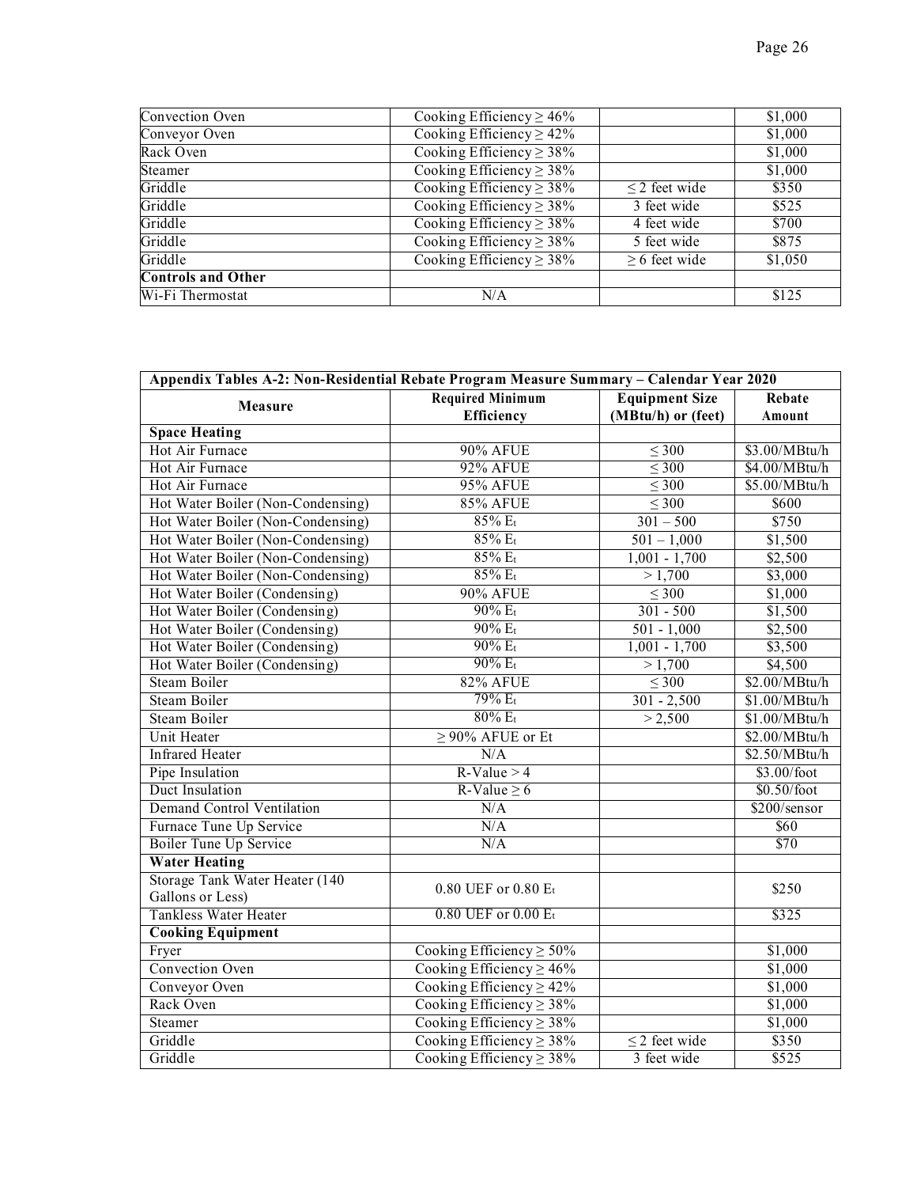| Convection Oven | Cooking Efficiency ≥ 46% | | $1,000 |
|---|---|---|---|
| Conveyor Oven | Cooking Efficiency ≥ 42% | | $1,000 |
| Rack Oven | Cooking Efficiency ≥ 38% | | $1,000 |
| Steamer | Cooking Efficiency ≥ 38% | | $1,000 |
| Griddle | Cooking Efficiency ≥ 38% | ≤ 2 feet wide | $350 |
| Griddle | Cooking Efficiency ≥ 38% | 3 feet wide | $525 |
| Griddle | Cooking Efficiency ≥ 38% | 4 feet wide | $700 |
| Griddle | Cooking Efficiency ≥ 38% | 5 feet wide | $875 |
| Griddle | Cooking Efficiency ≥ 38% | ≥ 6 feet wide | $1,050 |
| **Controls and Other** | | | |
| Wi-Fi Thermostat | N/A | | $125 |

| **Appendix Tables A-2: Non-Residential Rebate Program Measure Summary – Calendar Year 2020** | | | |
|---|---|---|---|
| **Measure** | **Required Minimum Efficiency** | **Equipment Size (MBtu/h) or (feet)** | **Rebate Amount** |
| **Space Heating** | | | |
| Hot Air Furnace | 90% AFUE | ≤ 300 | $3.00/MBtu/h |
| Hot Air Furnace | 92% AFUE | ≤ 300 | $4.00/MBtu/h |
| Hot Air Furnace | 95% AFUE | ≤ 300 | $5.00/MBtu/h |
| Hot Water Boiler (Non-Condensing) | 85% AFUE | ≤ 300 | $600 |
| Hot Water Boiler (Non-Condensing) | 85% $E_t$ | 301 – 500 | $750 |
| Hot Water Boiler (Non-Condensing) | 85% $E_t$ | 501 – 1,000 | $1,500 |
| Hot Water Boiler (Non-Condensing) | 85% $E_t$ | 1,001 - 1,700 | $2,500 |
| Hot Water Boiler (Non-Condensing) | 85% $E_t$ | > 1,700 | $3,000 |
| Hot Water Boiler (Condensing) | 90% AFUE | ≤ 300 | $1,000 |
| Hot Water Boiler (Condensing) | 90% $E_t$ | 301 - 500 | $1,500 |
| Hot Water Boiler (Condensing) | 90% $E_t$ | 501 - 1,000 | $2,500 |
| Hot Water Boiler (Condensing) | 90% $E_t$ | 1,001 - 1,700 | $3,500 |
| Hot Water Boiler (Condensing) | 90% $E_t$ | > 1,700 | $4,500 |
| Steam Boiler | 82% AFUE | ≤ 300 | $2.00/MBtu/h |
| Steam Boiler | 79% $E_t$ | 301 - 2,500 | $1.00/MBtu/h |
| Steam Boiler | 80% $E_t$ | > 2,500 | $1.00/MBtu/h |
| Unit Heater | ≥ 90% AFUE or Et | | $2.00/MBtu/h |
| Infrared Heater | N/A | | $2.50/MBtu/h |
| Pipe Insulation | R-Value > 4 | | $3.00/foot |
| Duct Insulation | R-Value ≥ 6 | | $0.50/foot |
| Demand Control Ventilation | N/A | | $200/sensor |
| Furnace Tune Up Service | N/A | | $60 |
| Boiler Tune Up Service | N/A | | $70 |
| **Water Heating** | | | |
| Storage Tank Water Heater (140 Gallons or Less) | 0.80 UEF or 0.80 $E_t$ | | $250 |
| Tankless Water Heater | 0.80 UEF or 0.00 $E_t$ | | $325 |
| **Cooking Equipment** | | | |
| Fryer | Cooking Efficiency ≥ 50% | | $1,000 |
| Convection Oven | Cooking Efficiency ≥ 46% | | $1,000 |
| Conveyor Oven | Cooking Efficiency ≥ 42% | | $1,000 |
| Rack Oven | Cooking Efficiency ≥ 38% | | $1,000 |
| Steamer | Cooking Efficiency ≥ 38% | | $1,000 |
| Griddle | Cooking Efficiency ≥ 38% | ≤ 2 feet wide | $350 |
| Griddle | Cooking Efficiency ≥ 38% | 3 feet wide | $525 |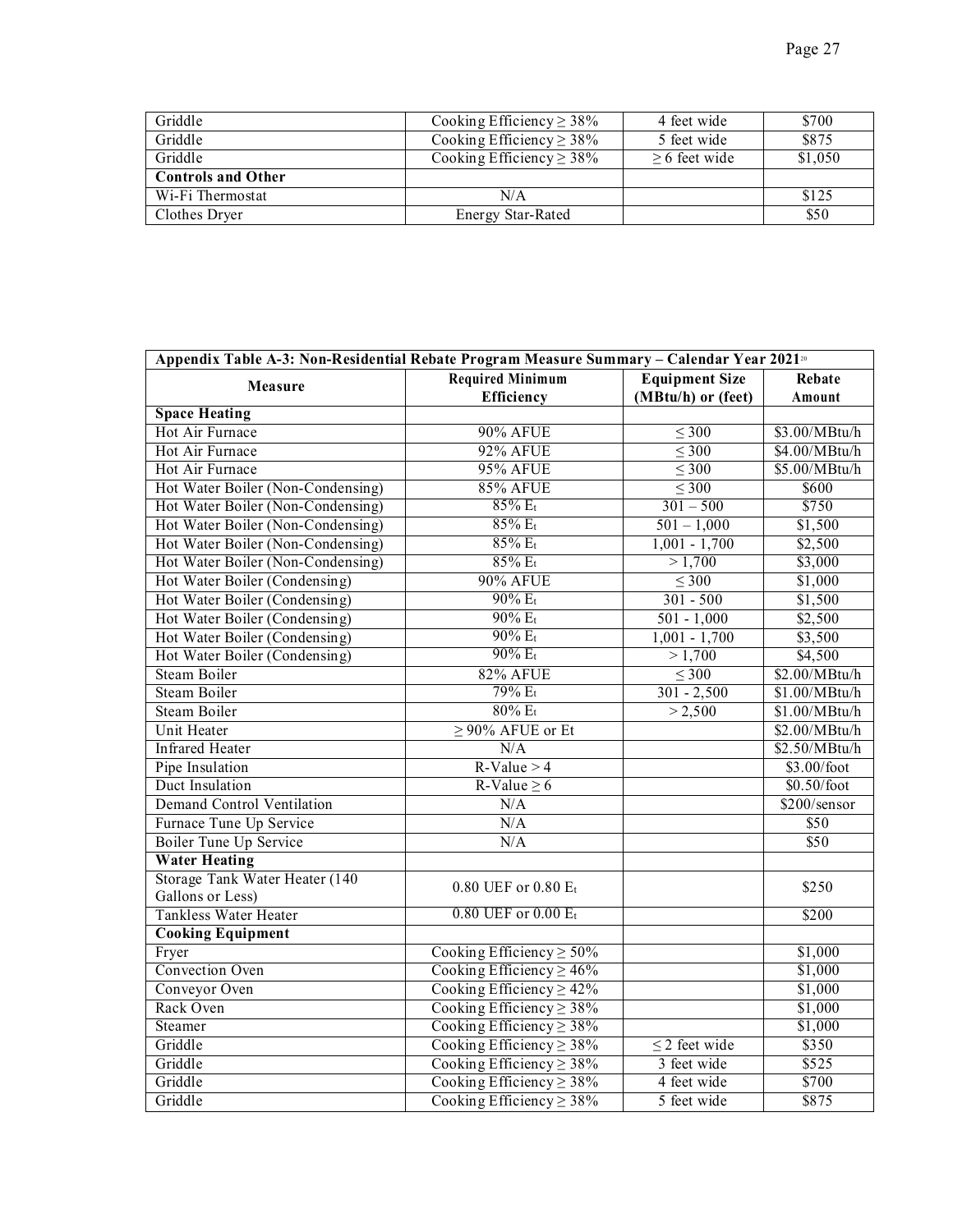| | | | |
|---|---|---|---|
| Griddle | Cooking Efficiency ≥ 38% | 4 feet wide | $700 |
| Griddle | Cooking Efficiency ≥ 38% | 5 feet wide | $875 |
| Griddle | Cooking Efficiency ≥ 38% | ≥ 6 feet wide | $1,050 |
| **Controls and Other** | | | |
| Wi-Fi Thermostat | N/A | | $125 |
| Clothes Dryer | Energy Star-Rated | | $50 |

| **Appendix Table A-3: Non-Residential Rebate Program Measure Summary – Calendar Year 2021**[20] | | | |
|---|---|---|---|
| **Measure** | **Required Minimum Efficiency** | **Equipment Size (MBtu/h) or (feet)** | **Rebate Amount** |
| **Space Heating** | | | |
| Hot Air Furnace | 90% AFUE | ≤ 300 | $3.00/MBtu/h |
| Hot Air Furnace | 92% AFUE | ≤ 300 | $4.00/MBtu/h |
| Hot Air Furnace | 95% AFUE | ≤ 300 | $5.00/MBtu/h |
| Hot Water Boiler (Non-Condensing) | 85% AFUE | ≤ 300 | $600 |
| Hot Water Boiler (Non-Condensing) | 85% $E_t$ | 301 – 500 | $750 |
| Hot Water Boiler (Non-Condensing) | 85% $E_t$ | 501 – 1,000 | $1,500 |
| Hot Water Boiler (Non-Condensing) | 85% $E_t$ | 1,001 - 1,700 | $2,500 |
| Hot Water Boiler (Non-Condensing) | 85% $E_t$ | > 1,700 | $3,000 |
| Hot Water Boiler (Condensing) | 90% AFUE | ≤ 300 | $1,000 |
| Hot Water Boiler (Condensing) | 90% $E_t$ | 301 - 500 | $1,500 |
| Hot Water Boiler (Condensing) | 90% $E_t$ | 501 - 1,000 | $2,500 |
| Hot Water Boiler (Condensing) | 90% $E_t$ | 1,001 - 1,700 | $3,500 |
| Hot Water Boiler (Condensing) | 90% $E_t$ | > 1,700 | $4,500 |
| Steam Boiler | 82% AFUE | ≤ 300 | $2.00/MBtu/h |
| Steam Boiler | 79% $E_t$ | 301 - 2,500 | $1.00/MBtu/h |
| Steam Boiler | 80% $E_t$ | > 2,500 | $1.00/MBtu/h |
| Unit Heater | ≥ 90% AFUE or Et | | $2.00/MBtu/h |
| Infrared Heater | N/A | | $2.50/MBtu/h |
| Pipe Insulation | R-Value > 4 | | $3.00/foot |
| Duct Insulation | R-Value ≥ 6 | | $0.50/foot |
| Demand Control Ventilation | N/A | | $200/sensor |
| Furnace Tune Up Service | N/A | | $50 |
| Boiler Tune Up Service | N/A | | $50 |
| **Water Heating** | | | |
| Storage Tank Water Heater (140 Gallons or Less) | 0.80 UEF or 0.80 $E_t$ | | $250 |
| Tankless Water Heater | 0.80 UEF or 0.00 $E_t$ | | $200 |
| **Cooking Equipment** | | | |
| Fryer | Cooking Efficiency ≥ 50% | | $1,000 |
| Convection Oven | Cooking Efficiency ≥ 46% | | $1,000 |
| Conveyor Oven | Cooking Efficiency ≥ 42% | | $1,000 |
| Rack Oven | Cooking Efficiency ≥ 38% | | $1,000 |
| Steamer | Cooking Efficiency ≥ 38% | | $1,000 |
| Griddle | Cooking Efficiency ≥ 38% | ≤ 2 feet wide | $350 |
| Griddle | Cooking Efficiency ≥ 38% | 3 feet wide | $525 |
| Griddle | Cooking Efficiency ≥ 38% | 4 feet wide | $700 |
| Griddle | Cooking Efficiency ≥ 38% | 5 feet wide | $875 |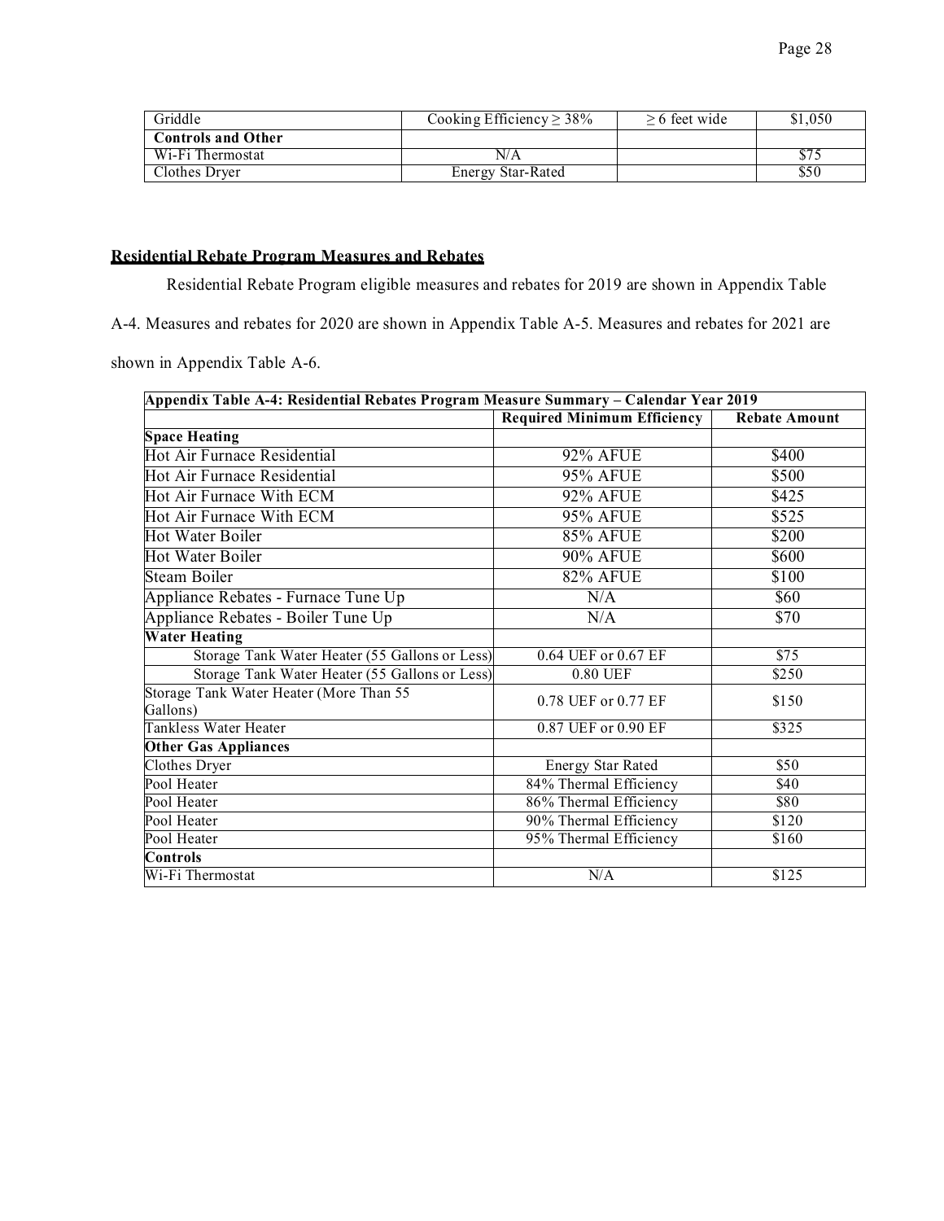| Griddle | Cooking Efficiency ≥ 38% | ≥ 6 feet wide | $1,050 |
|---|---|---|---|
| **Controls and Other** | | | |
| Wi-Fi Thermostat | N/A | | $75 |
| Clothes Dryer | Energy Star-Rated | | $50 |

## Residential Rebate Program Measures and Rebates

Residential Rebate Program eligible measures and rebates for 2019 are shown in Appendix Table A-4. Measures and rebates for 2020 are shown in Appendix Table A-5. Measures and rebates for 2021 are shown in Appendix Table A-6.

| Appendix Table A-4: Residential Rebates Program Measure Summary – Calendar Year 2019 | | |
|---|---|---|
| | **Required Minimum Efficiency** | **Rebate Amount** |
| **Space Heating** | | |
| Hot Air Furnace Residential | 92% AFUE | $400 |
| Hot Air Furnace Residential | 95% AFUE | $500 |
| Hot Air Furnace With ECM | 92% AFUE | $425 |
| Hot Air Furnace With ECM | 95% AFUE | $525 |
| Hot Water Boiler | 85% AFUE | $200 |
| Hot Water Boiler | 90% AFUE | $600 |
| Steam Boiler | 82% AFUE | $100 |
| Appliance Rebates - Furnace Tune Up | N/A | $60 |
| Appliance Rebates - Boiler Tune Up | N/A | $70 |
| **Water Heating** | | |
| Storage Tank Water Heater (55 Gallons or Less) | 0.64 UEF or 0.67 EF | $75 |
| Storage Tank Water Heater (55 Gallons or Less) | 0.80 UEF | $250 |
| Storage Tank Water Heater (More Than 55 Gallons) | 0.78 UEF or 0.77 EF | $150 |
| Tankless Water Heater | 0.87 UEF or 0.90 EF | $325 |
| **Other Gas Appliances** | | |
| Clothes Dryer | Energy Star Rated | $50 |
| Pool Heater | 84% Thermal Efficiency | $40 |
| Pool Heater | 86% Thermal Efficiency | $80 |
| Pool Heater | 90% Thermal Efficiency | $120 |
| Pool Heater | 95% Thermal Efficiency | $160 |
| **Controls** | | |
| Wi-Fi Thermostat | N/A | $125 |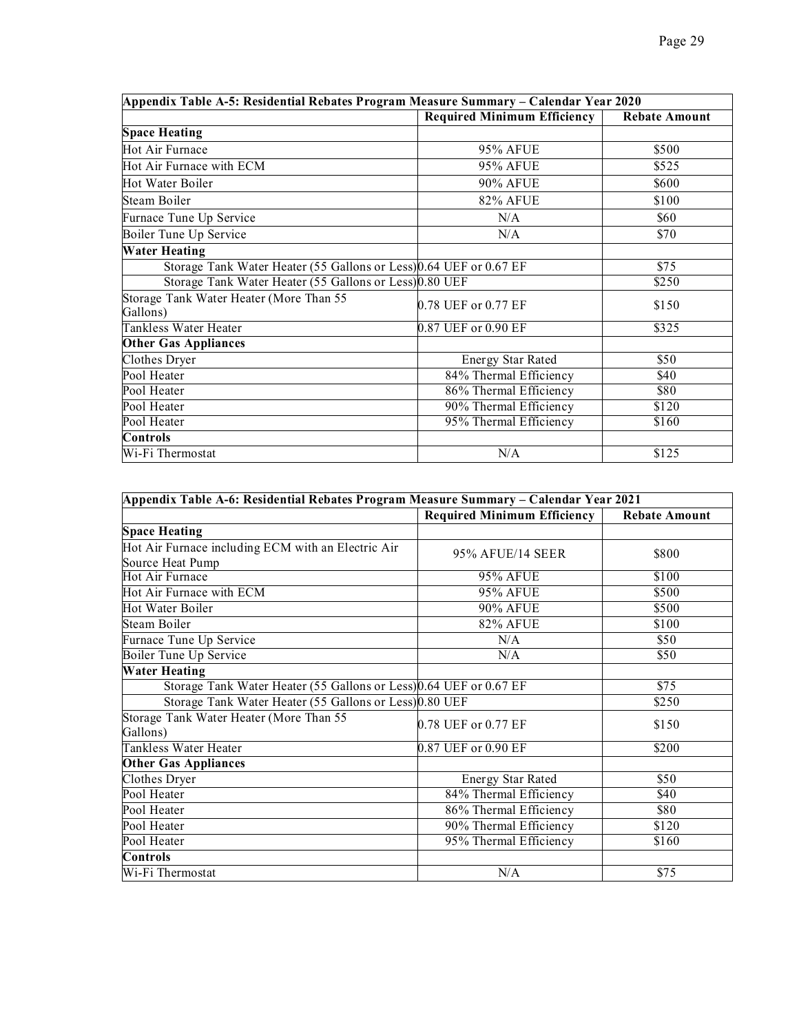| Appendix Table A-5: Residential Rebates Program Measure Summary – Calendar Year 2020 | | |
|---|---|---|
| | **Required Minimum Efficiency** | **Rebate Amount** |
| **Space Heating** | | |
| Hot Air Furnace | 95% AFUE | $500 |
| Hot Air Furnace with ECM | 95% AFUE | $525 |
| Hot Water Boiler | 90% AFUE | $600 |
| Steam Boiler | 82% AFUE | $100 |
| Furnace Tune Up Service | N/A | $60 |
| Boiler Tune Up Service | N/A | $70 |
| **Water Heating** | | |
| Storage Tank Water Heater (55 Gallons or Less) | 0.64 UEF or 0.67 EF | $75 |
| Storage Tank Water Heater (55 Gallons or Less) | 0.80 UEF | $250 |
| Storage Tank Water Heater (More Than 55 Gallons) | 0.78 UEF or 0.77 EF | $150 |
| Tankless Water Heater | 0.87 UEF or 0.90 EF | $325 |
| **Other Gas Appliances** | | |
| Clothes Dryer | Energy Star Rated | $50 |
| Pool Heater | 84% Thermal Efficiency | $40 |
| Pool Heater | 86% Thermal Efficiency | $80 |
| Pool Heater | 90% Thermal Efficiency | $120 |
| Pool Heater | 95% Thermal Efficiency | $160 |
| **Controls** | | |
| Wi-Fi Thermostat | N/A | $125 |

| Appendix Table A-6: Residential Rebates Program Measure Summary – Calendar Year 2021 | | |
|---|---|---|
| | **Required Minimum Efficiency** | **Rebate Amount** |
| **Space Heating** | | |
| Hot Air Furnace including ECM with an Electric Air Source Heat Pump | 95% AFUE/14 SEER | $800 |
| Hot Air Furnace | 95% AFUE | $100 |
| Hot Air Furnace with ECM | 95% AFUE | $500 |
| Hot Water Boiler | 90% AFUE | $500 |
| Steam Boiler | 82% AFUE | $100 |
| Furnace Tune Up Service | N/A | $50 |
| Boiler Tune Up Service | N/A | $50 |
| **Water Heating** | | |
| Storage Tank Water Heater (55 Gallons or Less) | 0.64 UEF or 0.67 EF | $75 |
| Storage Tank Water Heater (55 Gallons or Less) | 0.80 UEF | $250 |
| Storage Tank Water Heater (More Than 55 Gallons) | 0.78 UEF or 0.77 EF | $150 |
| Tankless Water Heater | 0.87 UEF or 0.90 EF | $200 |
| **Other Gas Appliances** | | |
| Clothes Dryer | Energy Star Rated | $50 |
| Pool Heater | 84% Thermal Efficiency | $40 |
| Pool Heater | 86% Thermal Efficiency | $80 |
| Pool Heater | 90% Thermal Efficiency | $120 |
| Pool Heater | 95% Thermal Efficiency | $160 |
| **Controls** | | |
| Wi-Fi Thermostat | N/A | $75 |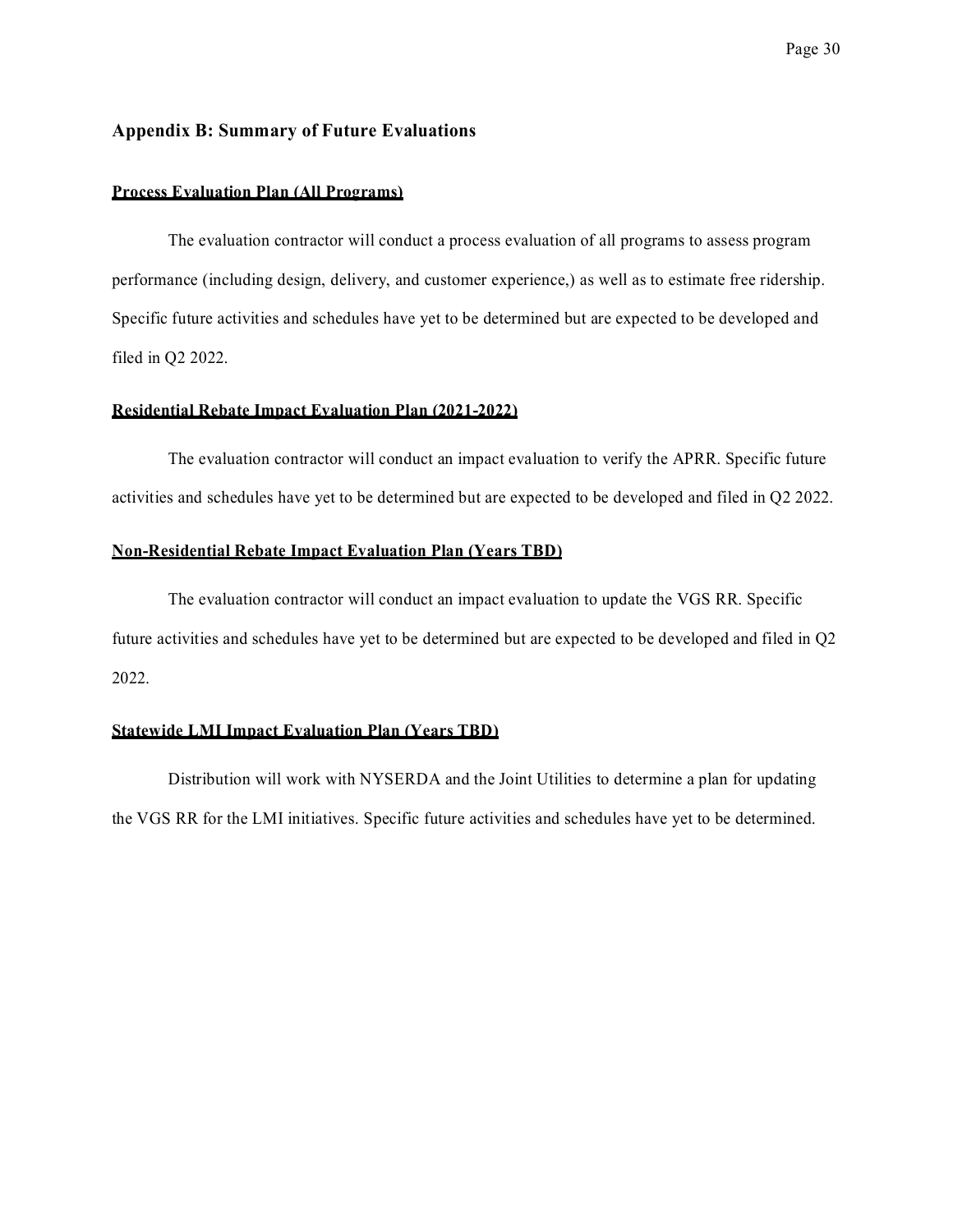## Appendix B: Summary of Future Evaluations

**Process Evaluation Plan (All Programs)**

The evaluation contractor will conduct a process evaluation of all programs to assess program performance (including design, delivery, and customer experience,) as well as to estimate free ridership. Specific future activities and schedules have yet to be determined but are expected to be developed and filed in Q2 2022.

**Residential Rebate Impact Evaluation Plan (2021-2022)**

The evaluation contractor will conduct an impact evaluation to verify the APRR. Specific future activities and schedules have yet to be determined but are expected to be developed and filed in Q2 2022.

**Non-Residential Rebate Impact Evaluation Plan (Years TBD)**

The evaluation contractor will conduct an impact evaluation to update the VGS RR. Specific future activities and schedules have yet to be determined but are expected to be developed and filed in Q2 2022.

**Statewide LMI Impact Evaluation Plan (Years TBD)**

Distribution will work with NYSERDA and the Joint Utilities to determine a plan for updating the VGS RR for the LMI initiatives. Specific future activities and schedules have yet to be determined.